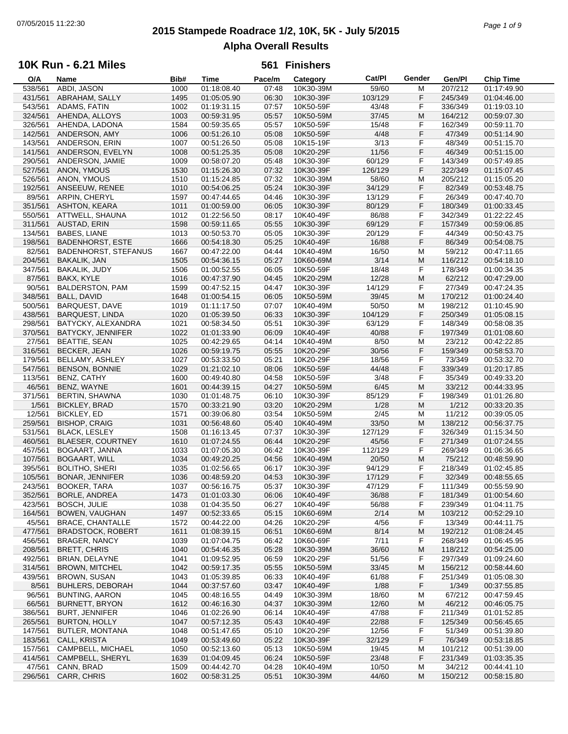# 2015 Stampede Roadrace 1/2, 10K, 5K - July 5/2015

## Alpha Overall Results

### 10K Run - 6.21 Miles — 561 Finishers

| O/A | Name | Bib# | Time | Pace/m | Category | Cat/Pl | Gender | Gen/Pl | Chip Time |
|---|---|---|---|---|---|---|---|---|---|
| 538/561 | ABDI, JASON | 1000 | 01:18:08.40 | 07:48 | 10K30-39M | 59/60 | M | 207/212 | 01:17:49.90 |
| 431/561 | ABRAHAM, SALLY | 1495 | 01:05:05.90 | 06:30 | 10K30-39F | 103/129 | F | 245/349 | 01:04:46.00 |
| 543/561 | ADAMS, FATIN | 1002 | 01:19:31.15 | 07:57 | 10K50-59F | 43/48 | F | 336/349 | 01:19:03.10 |
| 324/561 | AHENDA, ALLOYS | 1003 | 00:59:31.95 | 05:57 | 10K50-59M | 37/45 | M | 164/212 | 00:59:07.30 |
| 326/561 | AHENDA, LADONA | 1584 | 00:59:35.65 | 05:57 | 10K50-59F | 15/48 | F | 162/349 | 00:59:11.70 |
| 142/561 | ANDERSON, AMY | 1006 | 00:51:26.10 | 05:08 | 10K50-59F | 4/48 | F | 47/349 | 00:51:14.90 |
| 143/561 | ANDERSON, ERIN | 1007 | 00:51:26.50 | 05:08 | 10K15-19F | 3/13 | F | 48/349 | 00:51:15.70 |
| 141/561 | ANDERSON, EVELYN | 1008 | 00:51:25.35 | 05:08 | 10K20-29F | 11/56 | F | 46/349 | 00:51:15.00 |
| 290/561 | ANDERSON, JAMIE | 1009 | 00:58:07.20 | 05:48 | 10K30-39F | 60/129 | F | 143/349 | 00:57:49.85 |
| 527/561 | ANON, YMOUS | 1530 | 01:15:26.30 | 07:32 | 10K30-39F | 126/129 | F | 322/349 | 01:15:07.45 |
| 526/561 | ANON, YMOUS | 1510 | 01:15:24.85 | 07:32 | 10K30-39M | 58/60 | M | 205/212 | 01:15:05.20 |
| 192/561 | ANSEEUW, RENEE | 1010 | 00:54:06.25 | 05:24 | 10K30-39F | 34/129 | F | 82/349 | 00:53:48.75 |
| 89/561 | ARPIN, CHERYL | 1597 | 00:47:44.65 | 04:46 | 10K30-39F | 13/129 | F | 26/349 | 00:47:40.70 |
| 351/561 | ASHTON, KEARA | 1011 | 01:00:59.00 | 06:05 | 10K30-39F | 80/129 | F | 180/349 | 01:00:33.45 |
| 550/561 | ATTWELL, SHAUNA | 1012 | 01:22:56.50 | 08:17 | 10K40-49F | 86/88 | F | 342/349 | 01:22:22.45 |
| 311/561 | AUSTAD, ERIN | 1598 | 00:59:11.65 | 05:55 | 10K30-39F | 69/129 | F | 157/349 | 00:59:06.85 |
| 134/561 | BABES, LIANE | 1013 | 00:50:53.70 | 05:05 | 10K30-39F | 20/129 | F | 44/349 | 00:50:43.75 |
| 198/561 | BADENHORST, ESTE | 1666 | 00:54:18.30 | 05:25 | 10K40-49F | 16/88 | F | 86/349 | 00:54:08.75 |
| 82/561 | BADENHORST, STEFANUS | 1667 | 00:47:22.00 | 04:44 | 10K40-49M | 16/50 | M | 59/212 | 00:47:11.65 |
| 204/561 | BAKALIK, JAN | 1505 | 00:54:36.15 | 05:27 | 10K60-69M | 3/14 | M | 116/212 | 00:54:18.10 |
| 347/561 | BAKALIK, JUDY | 1506 | 01:00:52.55 | 06:05 | 10K50-59F | 18/48 | F | 178/349 | 01:00:34.35 |
| 87/561 | BAKX, KYLE | 1016 | 00:47:37.90 | 04:45 | 10K20-29M | 12/28 | M | 62/212 | 00:47:29.00 |
| 90/561 | BALDERSTON, PAM | 1599 | 00:47:52.15 | 04:47 | 10K30-39F | 14/129 | F | 27/349 | 00:47:24.35 |
| 348/561 | BALL, DAVID | 1648 | 01:00:54.15 | 06:05 | 10K50-59M | 39/45 | M | 170/212 | 01:00:24.40 |
| 500/561 | BARQUEST, DAVE | 1019 | 01:11:17.50 | 07:07 | 10K40-49M | 50/50 | M | 198/212 | 01:10:45.90 |
| 438/561 | BARQUEST, LINDA | 1020 | 01:05:39.50 | 06:33 | 10K30-39F | 104/129 | F | 250/349 | 01:05:08.15 |
| 298/561 | BATYCKY, ALEXANDRA | 1021 | 00:58:34.50 | 05:51 | 10K30-39F | 63/129 | F | 148/349 | 00:58:08.35 |
| 370/561 | BATYCKY, JENNIFER | 1022 | 01:01:33.90 | 06:09 | 10K40-49F | 40/88 | F | 197/349 | 01:01:08.60 |
| 27/561 | BEATTIE, SEAN | 1025 | 00:42:29.65 | 04:14 | 10K40-49M | 8/50 | M | 23/212 | 00:42:22.85 |
| 316/561 | BECKER, JEAN | 1026 | 00:59:19.75 | 05:55 | 10K20-29F | 30/56 | F | 159/349 | 00:58:53.70 |
| 179/561 | BELLAMY, ASHLEY | 1027 | 00:53:33.50 | 05:21 | 10K20-29F | 18/56 | F | 73/349 | 00:53:32.70 |
| 547/561 | BENSON, BONNIE | 1029 | 01:21:02.10 | 08:06 | 10K50-59F | 44/48 | F | 339/349 | 01:20:17.85 |
| 113/561 | BENZ, CATHY | 1600 | 00:49:40.80 | 04:58 | 10K50-59F | 3/48 | F | 35/349 | 00:49:33.20 |
| 46/561 | BENZ, WAYNE | 1601 | 00:44:39.15 | 04:27 | 10K50-59M | 6/45 | M | 33/212 | 00:44:33.95 |
| 371/561 | BERTIN, SHAWNA | 1030 | 01:01:48.75 | 06:10 | 10K30-39F | 85/129 | F | 198/349 | 01:01:26.80 |
| 1/561 | BICKLEY, BRAD | 1570 | 00:33:21.90 | 03:20 | 10K20-29M | 1/28 | M | 1/212 | 00:33:20.35 |
| 12/561 | BICKLEY, ED | 1571 | 00:39:06.80 | 03:54 | 10K50-59M | 2/45 | M | 11/212 | 00:39:05.05 |
| 259/561 | BISHOP, CRAIG | 1031 | 00:56:48.60 | 05:40 | 10K40-49M | 33/50 | M | 138/212 | 00:56:37.75 |
| 531/561 | BLACK, LESLEY | 1508 | 01:16:13.45 | 07:37 | 10K30-39F | 127/129 | F | 326/349 | 01:15:34.50 |
| 460/561 | BLAESER, COURTNEY | 1610 | 01:07:24.55 | 06:44 | 10K20-29F | 45/56 | F | 271/349 | 01:07:24.55 |
| 457/561 | BOGAART, JANNA | 1033 | 01:07:05.30 | 06:42 | 10K30-39F | 112/129 | F | 269/349 | 01:06:36.65 |
| 107/561 | BOGAART, WILL | 1034 | 00:49:20.25 | 04:56 | 10K40-49M | 20/50 | M | 75/212 | 00:48:59.90 |
| 395/561 | BOLITHO, SHERI | 1035 | 01:02:56.65 | 06:17 | 10K30-39F | 94/129 | F | 218/349 | 01:02:45.85 |
| 105/561 | BONAR, JENNIFER | 1036 | 00:48:59.20 | 04:53 | 10K30-39F | 17/129 | F | 32/349 | 00:48:55.65 |
| 243/561 | BOOKER, TARA | 1037 | 00:56:16.75 | 05:37 | 10K30-39F | 47/129 | F | 111/349 | 00:55:59.90 |
| 352/561 | BORLE, ANDREA | 1473 | 01:01:03.30 | 06:06 | 10K40-49F | 36/88 | F | 181/349 | 01:00:54.60 |
| 423/561 | BOSCH, JULIE | 1038 | 01:04:35.50 | 06:27 | 10K40-49F | 56/88 | F | 239/349 | 01:04:11.75 |
| 164/561 | BOWEN, VAUGHAN | 1497 | 00:52:33.65 | 05:15 | 10K60-69M | 2/14 | M | 103/212 | 00:52:29.10 |
| 45/561 | BRACE, CHANTALLE | 1572 | 00:44:22.00 | 04:26 | 10K20-29F | 4/56 | F | 13/349 | 00:44:11.75 |
| 477/561 | BRADSTOCK, ROBERT | 1611 | 01:08:39.15 | 06:51 | 10K60-69M | 8/14 | M | 192/212 | 01:08:24.45 |
| 456/561 | BRAGER, NANCY | 1039 | 01:07:04.75 | 06:42 | 10K60-69F | 7/11 | F | 268/349 | 01:06:45.95 |
| 208/561 | BRETT, CHRIS | 1040 | 00:54:46.35 | 05:28 | 10K30-39M | 36/60 | M | 118/212 | 00:54:25.00 |
| 492/561 | BRIAN, DELAYNE | 1041 | 01:09:52.95 | 06:59 | 10K20-29F | 51/56 | F | 297/349 | 01:09:24.60 |
| 314/561 | BROWN, MITCHEL | 1042 | 00:59:17.35 | 05:55 | 10K50-59M | 33/45 | M | 156/212 | 00:58:44.60 |
| 439/561 | BROWN, SUSAN | 1043 | 01:05:39.85 | 06:33 | 10K40-49F | 61/88 | F | 251/349 | 01:05:08.30 |
| 8/561 | BUHLERS, DEBORAH | 1044 | 00:37:57.60 | 03:47 | 10K40-49F | 1/88 | F | 1/349 | 00:37:55.85 |
| 96/561 | BUNTING, AARON | 1045 | 00:48:16.55 | 04:49 | 10K30-39M | 18/60 | M | 67/212 | 00:47:59.45 |
| 66/561 | BURNETT, BRYON | 1612 | 00:46:16.30 | 04:37 | 10K30-39M | 12/60 | M | 46/212 | 00:46:05.75 |
| 386/561 | BURT, JENNIFER | 1046 | 01:02:26.90 | 06:14 | 10K40-49F | 47/88 | F | 211/349 | 01:01:52.85 |
| 265/561 | BURTON, HOLLY | 1047 | 00:57:12.35 | 05:43 | 10K40-49F | 22/88 | F | 125/349 | 00:56:45.65 |
| 147/561 | BUTLER, MONTANA | 1048 | 00:51:47.65 | 05:10 | 10K20-29F | 12/56 | F | 51/349 | 00:51:39.80 |
| 183/561 | CALL, KRISTA | 1049 | 00:53:49.60 | 05:22 | 10K30-39F | 32/129 | F | 76/349 | 00:53:18.85 |
| 157/561 | CAMPBELL, MICHAEL | 1050 | 00:52:13.60 | 05:13 | 10K50-59M | 19/45 | M | 101/212 | 00:51:39.00 |
| 414/561 | CAMPBELL, SHERYL | 1639 | 01:04:09.45 | 06:24 | 10K50-59F | 23/48 | F | 231/349 | 01:03:35.35 |
| 47/561 | CANN, BRAD | 1509 | 00:44:42.70 | 04:28 | 10K40-49M | 10/50 | M | 34/212 | 00:44:41.10 |
| 296/561 | CARR, CHRIS | 1602 | 00:58:31.25 | 05:51 | 10K30-39M | 44/60 | M | 150/212 | 00:58:15.80 |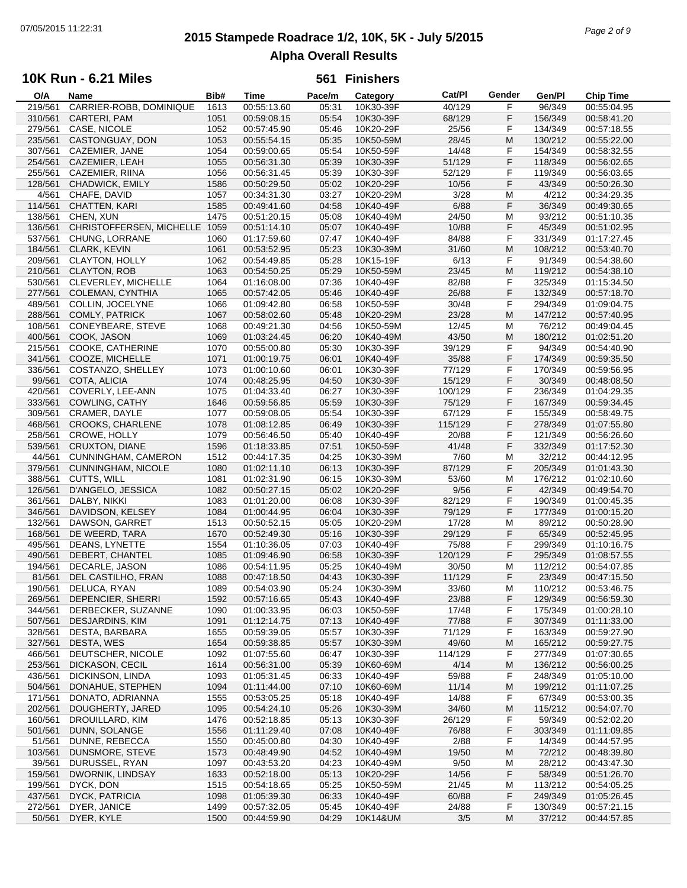# 2015 Stampede Roadrace 1/2, 10K, 5K - July 5/2015

## Alpha Overall Results

### 10K Run - 6.21 Miles — 561 Finishers

| O/A | Name | Bib# | Time | Pace/m | Category | Cat/Pl | Gender | Gen/Pl | Chip Time |
|---|---|---|---|---|---|---|---|---|---|
| 219/561 | CARRIER-ROBB, DOMINIQUE | 1613 | 00:55:13.60 | 05:31 | 10K30-39F | 40/129 | F | 96/349 | 00:55:04.95 |
| 310/561 | CARTERI, PAM | 1051 | 00:59:08.15 | 05:54 | 10K30-39F | 68/129 | F | 156/349 | 00:58:41.20 |
| 279/561 | CASE, NICOLE | 1052 | 00:57:45.90 | 05:46 | 10K20-29F | 25/56 | F | 134/349 | 00:57:18.55 |
| 235/561 | CASTONGUAY, DON | 1053 | 00:55:54.15 | 05:35 | 10K50-59M | 28/45 | M | 130/212 | 00:55:22.00 |
| 307/561 | CAZEMIER, JANE | 1054 | 00:59:00.65 | 05:54 | 10K50-59F | 14/48 | F | 154/349 | 00:58:32.55 |
| 254/561 | CAZEMIER, LEAH | 1055 | 00:56:31.30 | 05:39 | 10K30-39F | 51/129 | F | 118/349 | 00:56:02.65 |
| 255/561 | CAZEMIER, RIINA | 1056 | 00:56:31.45 | 05:39 | 10K30-39F | 52/129 | F | 119/349 | 00:56:03.65 |
| 128/561 | CHADWICK, EMILY | 1586 | 00:50:29.50 | 05:02 | 10K20-29F | 10/56 | F | 43/349 | 00:50:26.30 |
| 4/561 | CHAFE, DAVID | 1057 | 00:34:31.30 | 03:27 | 10K20-29M | 3/28 | M | 4/212 | 00:34:29.35 |
| 114/561 | CHATTEN, KARI | 1585 | 00:49:41.60 | 04:58 | 10K40-49F | 6/88 | F | 36/349 | 00:49:30.65 |
| 138/561 | CHEN, XUN | 1475 | 00:51:20.15 | 05:08 | 10K40-49M | 24/50 | M | 93/212 | 00:51:10.35 |
| 136/561 | CHRISTOFFERSEN, MICHELLE | 1059 | 00:51:14.10 | 05:07 | 10K40-49F | 10/88 | F | 45/349 | 00:51:02.95 |
| 537/561 | CHUNG, LORRANE | 1060 | 01:17:59.60 | 07:47 | 10K40-49F | 84/88 | F | 331/349 | 01:17:27.45 |
| 184/561 | CLARK, KEVIN | 1061 | 00:53:52.95 | 05:23 | 10K30-39M | 31/60 | M | 108/212 | 00:53:40.70 |
| 209/561 | CLAYTON, HOLLY | 1062 | 00:54:49.85 | 05:28 | 10K15-19F | 6/13 | F | 91/349 | 00:54:38.60 |
| 210/561 | CLAYTON, ROB | 1063 | 00:54:50.25 | 05:29 | 10K50-59M | 23/45 | M | 119/212 | 00:54:38.10 |
| 530/561 | CLEVERLEY, MICHELLE | 1064 | 01:16:08.00 | 07:36 | 10K40-49F | 82/88 | F | 325/349 | 01:15:34.50 |
| 277/561 | COLEMAN, CYNTHIA | 1065 | 00:57:42.05 | 05:46 | 10K40-49F | 26/88 | F | 132/349 | 00:57:18.70 |
| 489/561 | COLLIN, JOCELYNE | 1066 | 01:09:42.80 | 06:58 | 10K50-59F | 30/48 | F | 294/349 | 01:09:04.75 |
| 288/561 | COMLY, PATRICK | 1067 | 00:58:02.60 | 05:48 | 10K20-29M | 23/28 | M | 147/212 | 00:57:40.95 |
| 108/561 | CONEYBEARE, STEVE | 1068 | 00:49:21.30 | 04:56 | 10K50-59M | 12/45 | M | 76/212 | 00:49:04.45 |
| 400/561 | COOK, JASON | 1069 | 01:03:24.45 | 06:20 | 10K40-49M | 43/50 | M | 180/212 | 01:02:51.20 |
| 215/561 | COOKE, CATHERINE | 1070 | 00:55:00.80 | 05:30 | 10K30-39F | 39/129 | F | 94/349 | 00:54:40.90 |
| 341/561 | COOZE, MICHELLE | 1071 | 01:00:19.75 | 06:01 | 10K40-49F | 35/88 | F | 174/349 | 00:59:35.50 |
| 336/561 | COSTANZO, SHELLEY | 1073 | 01:00:10.60 | 06:01 | 10K30-39F | 77/129 | F | 170/349 | 00:59:56.95 |
| 99/561 | COTA, ALICIA | 1074 | 00:48:25.95 | 04:50 | 10K30-39F | 15/129 | F | 30/349 | 00:48:08.50 |
| 420/561 | COVERLY, LEE-ANN | 1075 | 01:04:33.40 | 06:27 | 10K30-39F | 100/129 | F | 236/349 | 01:04:29.35 |
| 333/561 | COWLING, CATHY | 1646 | 00:59:56.85 | 05:59 | 10K30-39F | 75/129 | F | 167/349 | 00:59:34.45 |
| 309/561 | CRAMER, DAYLE | 1077 | 00:59:08.05 | 05:54 | 10K30-39F | 67/129 | F | 155/349 | 00:58:49.75 |
| 468/561 | CROOKS, CHARLENE | 1078 | 01:08:12.85 | 06:49 | 10K30-39F | 115/129 | F | 278/349 | 01:07:55.80 |
| 258/561 | CROWE, HOLLY | 1079 | 00:56:46.50 | 05:40 | 10K40-49F | 20/88 | F | 121/349 | 00:56:26.60 |
| 539/561 | CRUXTON, DIANE | 1596 | 01:18:33.85 | 07:51 | 10K50-59F | 41/48 | F | 332/349 | 01:17:52.30 |
| 44/561 | CUNNINGHAM, CAMERON | 1512 | 00:44:17.35 | 04:25 | 10K30-39M | 7/60 | M | 32/212 | 00:44:12.95 |
| 379/561 | CUNNINGHAM, NICOLE | 1080 | 01:02:11.10 | 06:13 | 10K30-39F | 87/129 | F | 205/349 | 01:01:43.30 |
| 388/561 | CUTTS, WILL | 1081 | 01:02:31.90 | 06:15 | 10K30-39M | 53/60 | M | 176/212 | 01:02:10.60 |
| 126/561 | D'ANGELO, JESSICA | 1082 | 00:50:27.15 | 05:02 | 10K20-29F | 9/56 | F | 42/349 | 00:49:54.70 |
| 361/561 | DALBY, NIKKI | 1083 | 01:01:20.00 | 06:08 | 10K30-39F | 82/129 | F | 190/349 | 01:00:45.35 |
| 346/561 | DAVIDSON, KELSEY | 1084 | 01:00:44.95 | 06:04 | 10K30-39F | 79/129 | F | 177/349 | 01:00:15.20 |
| 132/561 | DAWSON, GARRET | 1513 | 00:50:52.15 | 05:05 | 10K20-29M | 17/28 | M | 89/212 | 00:50:28.90 |
| 168/561 | DE WEERD, TARA | 1670 | 00:52:49.30 | 05:16 | 10K30-39F | 29/129 | F | 65/349 | 00:52:45.95 |
| 495/561 | DEANS, LYNETTE | 1554 | 01:10:36.05 | 07:03 | 10K40-49F | 75/88 | F | 299/349 | 01:10:16.75 |
| 490/561 | DEBERT, CHANTEL | 1085 | 01:09:46.90 | 06:58 | 10K30-39F | 120/129 | F | 295/349 | 01:08:57.55 |
| 194/561 | DECARLE, JASON | 1086 | 00:54:11.95 | 05:25 | 10K40-49M | 30/50 | M | 112/212 | 00:54:07.85 |
| 81/561 | DEL CASTILHO, FRAN | 1088 | 00:47:18.50 | 04:43 | 10K30-39F | 11/129 | F | 23/349 | 00:47:15.50 |
| 190/561 | DELUCA, RYAN | 1089 | 00:54:03.90 | 05:24 | 10K30-39M | 33/60 | M | 110/212 | 00:53:46.75 |
| 269/561 | DEPENCIER, SHERRI | 1592 | 00:57:16.65 | 05:43 | 10K40-49F | 23/88 | F | 129/349 | 00:56:59.30 |
| 344/561 | DERBECKER, SUZANNE | 1090 | 01:00:33.95 | 06:03 | 10K50-59F | 17/48 | F | 175/349 | 01:00:28.10 |
| 507/561 | DESJARDINS, KIM | 1091 | 01:12:14.75 | 07:13 | 10K40-49F | 77/88 | F | 307/349 | 01:11:33.00 |
| 328/561 | DESTA, BARBARA | 1655 | 00:59:39.05 | 05:57 | 10K30-39F | 71/129 | F | 163/349 | 00:59:27.90 |
| 327/561 | DESTA, WES | 1654 | 00:59:38.85 | 05:57 | 10K30-39M | 49/60 | M | 165/212 | 00:59:27.75 |
| 466/561 | DEUTSCHER, NICOLE | 1092 | 01:07:55.60 | 06:47 | 10K30-39F | 114/129 | F | 277/349 | 01:07:30.65 |
| 253/561 | DICKASON, CECIL | 1614 | 00:56:31.00 | 05:39 | 10K60-69M | 4/14 | M | 136/212 | 00:56:00.25 |
| 436/561 | DICKINSON, LINDA | 1093 | 01:05:31.45 | 06:33 | 10K40-49F | 59/88 | F | 248/349 | 01:05:10.00 |
| 504/561 | DONAHUE, STEPHEN | 1094 | 01:11:44.00 | 07:10 | 10K60-69M | 11/14 | M | 199/212 | 01:11:07.25 |
| 171/561 | DONATO, ADRIANNA | 1555 | 00:53:05.25 | 05:18 | 10K40-49F | 14/88 | F | 67/349 | 00:53:00.35 |
| 202/561 | DOUGHERTY, JARED | 1095 | 00:54:24.10 | 05:26 | 10K30-39M | 34/60 | M | 115/212 | 00:54:07.70 |
| 160/561 | DROUILLARD, KIM | 1476 | 00:52:18.85 | 05:13 | 10K30-39F | 26/129 | F | 59/349 | 00:52:02.20 |
| 501/561 | DUNN, SOLANGE | 1556 | 01:11:29.40 | 07:08 | 10K40-49F | 76/88 | F | 303/349 | 01:11:09.85 |
| 51/561 | DUNNE, REBECCA | 1550 | 00:45:00.80 | 04:30 | 10K40-49F | 2/88 | F | 14/349 | 00:44:57.95 |
| 103/561 | DUNSMORE, STEVE | 1573 | 00:48:49.90 | 04:52 | 10K40-49M | 19/50 | M | 72/212 | 00:48:39.80 |
| 39/561 | DURUSSEL, RYAN | 1097 | 00:43:53.20 | 04:23 | 10K40-49M | 9/50 | M | 28/212 | 00:43:47.30 |
| 159/561 | DWORNIK, LINDSAY | 1633 | 00:52:18.00 | 05:13 | 10K20-29F | 14/56 | F | 58/349 | 00:51:26.70 |
| 199/561 | DYCK, DON | 1515 | 00:54:18.65 | 05:25 | 10K50-59M | 21/45 | M | 113/212 | 00:54:05.25 |
| 437/561 | DYCK, PATRICIA | 1098 | 01:05:39.30 | 06:33 | 10K40-49F | 60/88 | F | 249/349 | 01:05:26.45 |
| 272/561 | DYER, JANICE | 1499 | 00:57:32.05 | 05:45 | 10K40-49F | 24/88 | F | 130/349 | 00:57:21.15 |
| 50/561 | DYER, KYLE | 1500 | 00:44:59.90 | 04:29 | 10K14&UM | 3/5 | M | 37/212 | 00:44:57.85 |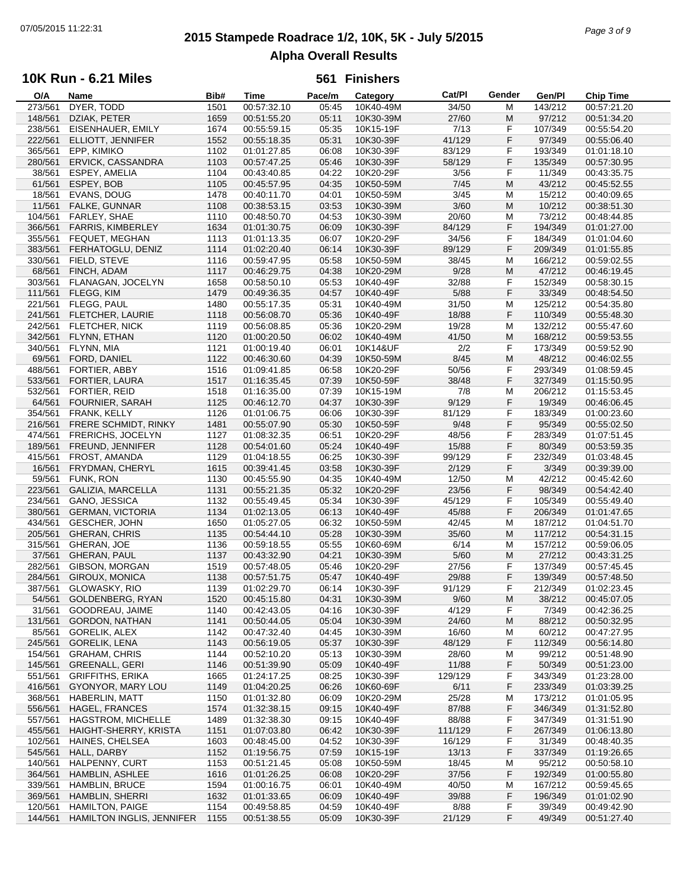# 2015 Stampede Roadrace 1/2, 10K, 5K - July 5/2015

## Alpha Overall Results

### 10K Run - 6.21 Miles

**561 Finishers**

| O/A | Name | Bib# | Time | Pace/m | Category | Cat/Pl | Gender | Gen/Pl | Chip Time |
|---|---|---|---|---|---|---|---|---|---|
| 273/561 | DYER, TODD | 1501 | 00:57:32.10 | 05:45 | 10K40-49M | 34/50 | M | 143/212 | 00:57:21.20 |
| 148/561 | DZIAK, PETER | 1659 | 00:51:55.20 | 05:11 | 10K30-39M | 27/60 | M | 97/212 | 00:51:34.20 |
| 238/561 | EISENHAUER, EMILY | 1674 | 00:55:59.15 | 05:35 | 10K15-19F | 7/13 | F | 107/349 | 00:55:54.20 |
| 222/561 | ELLIOTT, JENNIFER | 1552 | 00:55:18.35 | 05:31 | 10K30-39F | 41/129 | F | 97/349 | 00:55:06.40 |
| 365/561 | EPP, KIMIKO | 1102 | 01:01:27.85 | 06:08 | 10K30-39F | 83/129 | F | 193/349 | 01:01:18.10 |
| 280/561 | ERVICK, CASSANDRA | 1103 | 00:57:47.25 | 05:46 | 10K30-39F | 58/129 | F | 135/349 | 00:57:30.95 |
| 38/561 | ESPEY, AMELIA | 1104 | 00:43:40.85 | 04:22 | 10K20-29F | 3/56 | F | 11/349 | 00:43:35.75 |
| 61/561 | ESPEY, BOB | 1105 | 00:45:57.95 | 04:35 | 10K50-59M | 7/45 | M | 43/212 | 00:45:52.55 |
| 18/561 | EVANS, DOUG | 1478 | 00:40:11.70 | 04:01 | 10K50-59M | 3/45 | M | 15/212 | 00:40:09.65 |
| 11/561 | FALKE, GUNNAR | 1108 | 00:38:53.15 | 03:53 | 10K30-39M | 3/60 | M | 10/212 | 00:38:51.30 |
| 104/561 | FARLEY, SHAE | 1110 | 00:48:50.70 | 04:53 | 10K30-39M | 20/60 | M | 73/212 | 00:48:44.85 |
| 366/561 | FARRIS, KIMBERLEY | 1634 | 01:01:30.75 | 06:09 | 10K30-39F | 84/129 | F | 194/349 | 01:01:27.00 |
| 355/561 | FEQUET, MEGHAN | 1113 | 01:01:13.35 | 06:07 | 10K20-29F | 34/56 | F | 184/349 | 01:01:04.60 |
| 383/561 | FERHATOGLU, DENIZ | 1114 | 01:02:20.40 | 06:14 | 10K30-39F | 89/129 | F | 209/349 | 01:01:55.85 |
| 330/561 | FIELD, STEVE | 1116 | 00:59:47.95 | 05:58 | 10K50-59M | 38/45 | M | 166/212 | 00:59:02.55 |
| 68/561 | FINCH, ADAM | 1117 | 00:46:29.75 | 04:38 | 10K20-29M | 9/28 | M | 47/212 | 00:46:19.45 |
| 303/561 | FLANAGAN, JOCELYN | 1658 | 00:58:50.10 | 05:53 | 10K40-49F | 32/88 | F | 152/349 | 00:58:30.15 |
| 111/561 | FLEGG, KIM | 1479 | 00:49:36.35 | 04:57 | 10K40-49F | 5/88 | F | 33/349 | 00:48:54.50 |
| 221/561 | FLEGG, PAUL | 1480 | 00:55:17.35 | 05:31 | 10K40-49M | 31/50 | M | 125/212 | 00:54:35.80 |
| 241/561 | FLETCHER, LAURIE | 1118 | 00:56:08.70 | 05:36 | 10K40-49F | 18/88 | F | 110/349 | 00:55:48.30 |
| 242/561 | FLETCHER, NICK | 1119 | 00:56:08.85 | 05:36 | 10K20-29M | 19/28 | M | 132/212 | 00:55:47.60 |
| 342/561 | FLYNN, ETHAN | 1120 | 01:00:20.50 | 06:02 | 10K40-49M | 41/50 | M | 168/212 | 00:59:53.55 |
| 340/561 | FLYNN, MIA | 1121 | 01:00:19.40 | 06:01 | 10K14&UF | 2/2 | F | 173/349 | 00:59:52.90 |
| 69/561 | FORD, DANIEL | 1122 | 00:46:30.60 | 04:39 | 10K50-59M | 8/45 | M | 48/212 | 00:46:02.55 |
| 488/561 | FORTIER, ABBY | 1516 | 01:09:41.85 | 06:58 | 10K20-29F | 50/56 | F | 293/349 | 01:08:59.45 |
| 533/561 | FORTIER, LAURA | 1517 | 01:16:35.45 | 07:39 | 10K50-59F | 38/48 | F | 327/349 | 01:15:50.95 |
| 532/561 | FORTIER, REID | 1518 | 01:16:35.00 | 07:39 | 10K15-19M | 7/8 | M | 206/212 | 01:15:53.45 |
| 64/561 | FOURNIER, SARAH | 1125 | 00:46:12.70 | 04:37 | 10K30-39F | 9/129 | F | 19/349 | 00:46:06.45 |
| 354/561 | FRANK, KELLY | 1126 | 01:01:06.75 | 06:06 | 10K30-39F | 81/129 | F | 183/349 | 01:00:23.60 |
| 216/561 | FRERE SCHMIDT, RINKY | 1481 | 00:55:07.90 | 05:30 | 10K50-59F | 9/48 | F | 95/349 | 00:55:02.50 |
| 474/561 | FRERICHS, JOCELYN | 1127 | 01:08:32.35 | 06:51 | 10K20-29F | 48/56 | F | 283/349 | 01:07:51.45 |
| 189/561 | FREUND, JENNIFER | 1128 | 00:54:01.60 | 05:24 | 10K40-49F | 15/88 | F | 80/349 | 00:53:59.35 |
| 415/561 | FROST, AMANDA | 1129 | 01:04:18.55 | 06:25 | 10K30-39F | 99/129 | F | 232/349 | 01:03:48.45 |
| 16/561 | FRYDMAN, CHERYL | 1615 | 00:39:41.45 | 03:58 | 10K30-39F | 2/129 | F | 3/349 | 00:39:39.00 |
| 59/561 | FUNK, RON | 1130 | 00:45:55.90 | 04:35 | 10K40-49M | 12/50 | M | 42/212 | 00:45:42.60 |
| 223/561 | GALIZIA, MARCELLA | 1131 | 00:55:21.35 | 05:32 | 10K20-29F | 23/56 | F | 98/349 | 00:54:42.40 |
| 234/561 | GANO, JESSICA | 1132 | 00:55:49.45 | 05:34 | 10K30-39F | 45/129 | F | 105/349 | 00:55:49.40 |
| 380/561 | GERMAN, VICTORIA | 1134 | 01:02:13.05 | 06:13 | 10K40-49F | 45/88 | F | 206/349 | 01:01:47.65 |
| 434/561 | GESCHER, JOHN | 1650 | 01:05:27.05 | 06:32 | 10K50-59M | 42/45 | M | 187/212 | 01:04:51.70 |
| 205/561 | GHERAN, CHRIS | 1135 | 00:54:44.10 | 05:28 | 10K30-39M | 35/60 | M | 117/212 | 00:54:31.15 |
| 315/561 | GHERAN, JOE | 1136 | 00:59:18.55 | 05:55 | 10K60-69M | 6/14 | M | 157/212 | 00:59:06.05 |
| 37/561 | GHERAN, PAUL | 1137 | 00:43:32.90 | 04:21 | 10K30-39M | 5/60 | M | 27/212 | 00:43:31.25 |
| 282/561 | GIBSON, MORGAN | 1519 | 00:57:48.05 | 05:46 | 10K20-29F | 27/56 | F | 137/349 | 00:57:45.45 |
| 284/561 | GIROUX, MONICA | 1138 | 00:57:51.75 | 05:47 | 10K40-49F | 29/88 | F | 139/349 | 00:57:48.50 |
| 387/561 | GLOWASKY, RIO | 1139 | 01:02:29.70 | 06:14 | 10K30-39F | 91/129 | F | 212/349 | 01:02:23.45 |
| 54/561 | GOLDENBERG, RYAN | 1520 | 00:45:15.80 | 04:31 | 10K30-39M | 9/60 | M | 38/212 | 00:45:07.05 |
| 31/561 | GOODREAU, JAIME | 1140 | 00:42:43.05 | 04:16 | 10K30-39F | 4/129 | F | 7/349 | 00:42:36.25 |
| 131/561 | GORDON, NATHAN | 1141 | 00:50:44.05 | 05:04 | 10K30-39M | 24/60 | M | 88/212 | 00:50:32.95 |
| 85/561 | GORELIK, ALEX | 1142 | 00:47:32.40 | 04:45 | 10K30-39M | 16/60 | M | 60/212 | 00:47:27.95 |
| 245/561 | GORELIK, LENA | 1143 | 00:56:19.05 | 05:37 | 10K30-39F | 48/129 | F | 112/349 | 00:56:14.80 |
| 154/561 | GRAHAM, CHRIS | 1144 | 00:52:10.20 | 05:13 | 10K30-39M | 28/60 | M | 99/212 | 00:51:48.90 |
| 145/561 | GREENALL, GERI | 1146 | 00:51:39.90 | 05:09 | 10K40-49F | 11/88 | F | 50/349 | 00:51:23.00 |
| 551/561 | GRIFFITHS, ERIKA | 1665 | 01:24:17.25 | 08:25 | 10K30-39F | 129/129 | F | 343/349 | 01:23:28.00 |
| 416/561 | GYONYOR, MARY LOU | 1149 | 01:04:20.25 | 06:26 | 10K60-69F | 6/11 | F | 233/349 | 01:03:39.25 |
| 368/561 | HABERLIN, MATT | 1150 | 01:01:32.80 | 06:09 | 10K20-29M | 25/28 | M | 173/212 | 01:01:05.95 |
| 556/561 | HAGEL, FRANCES | 1574 | 01:32:38.15 | 09:15 | 10K40-49F | 87/88 | F | 346/349 | 01:31:52.80 |
| 557/561 | HAGSTROM, MICHELLE | 1489 | 01:32:38.30 | 09:15 | 10K40-49F | 88/88 | F | 347/349 | 01:31:51.90 |
| 455/561 | HAIGHT-SHERRY, KRISTA | 1151 | 01:07:03.80 | 06:42 | 10K30-39F | 111/129 | F | 267/349 | 01:06:13.80 |
| 102/561 | HAINES, CHELSEA | 1603 | 00:48:45.00 | 04:52 | 10K30-39F | 16/129 | F | 31/349 | 00:48:40.35 |
| 545/561 | HALL, DARBY | 1152 | 01:19:56.75 | 07:59 | 10K15-19F | 13/13 | F | 337/349 | 01:19:26.65 |
| 140/561 | HALPENNY, CURT | 1153 | 00:51:21.45 | 05:08 | 10K50-59M | 18/45 | M | 95/212 | 00:50:58.10 |
| 364/561 | HAMBLIN, ASHLEE | 1616 | 01:01:26.25 | 06:08 | 10K20-29F | 37/56 | F | 192/349 | 01:00:55.80 |
| 339/561 | HAMBLIN, BRUCE | 1594 | 01:00:16.75 | 06:01 | 10K40-49M | 40/50 | M | 167/212 | 00:59:45.65 |
| 369/561 | HAMBLIN, SHERRI | 1632 | 01:01:33.65 | 06:09 | 10K40-49F | 39/88 | F | 196/349 | 01:01:02.90 |
| 120/561 | HAMILTON, PAIGE | 1154 | 00:49:58.85 | 04:59 | 10K40-49F | 8/88 | F | 39/349 | 00:49:42.90 |
| 144/561 | HAMILTON INGLIS, JENNIFER | 1155 | 00:51:38.55 | 05:09 | 10K30-39F | 21/129 | F | 49/349 | 00:51:27.40 |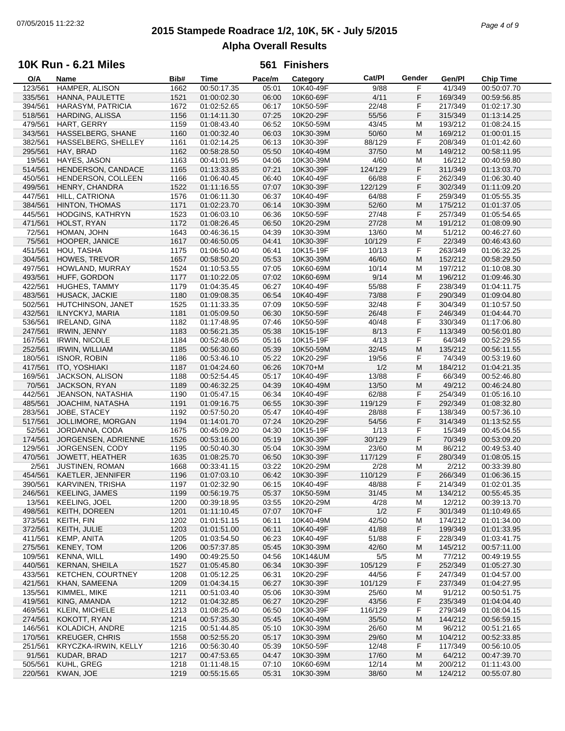# 2015 Stampede Roadrace 1/2, 10K, 5K - July 5/2015
## Alpha Overall Results

### 10K Run - 6.21 Miles — 561 Finishers

| O/A | Name | Bib# | Time | Pace/m | Category | Cat/Pl | Gender | Gen/Pl | Chip Time |
|---|---|---|---|---|---|---|---|---|---|
| 123/561 | HAMPER, ALISON | 1662 | 00:50:17.35 | 05:01 | 10K40-49F | 9/88 | F | 41/349 | 00:50:07.70 |
| 335/561 | HANNA, PAULETTE | 1521 | 01:00:02.30 | 06:00 | 10K60-69F | 4/11 | F | 169/349 | 00:59:56.85 |
| 394/561 | HARASYM, PATRICIA | 1672 | 01:02:52.65 | 06:17 | 10K50-59F | 22/48 | F | 217/349 | 01:02:17.30 |
| 518/561 | HARDING, ALISSA | 1156 | 01:14:11.30 | 07:25 | 10K20-29F | 55/56 | F | 315/349 | 01:13:14.25 |
| 479/561 | HART, GERRY | 1159 | 01:08:43.40 | 06:52 | 10K50-59M | 43/45 | M | 193/212 | 01:08:24.15 |
| 343/561 | HASSELBERG, SHANE | 1160 | 01:00:32.40 | 06:03 | 10K30-39M | 50/60 | M | 169/212 | 01:00:01.15 |
| 382/561 | HASSELBERG, SHELLEY | 1161 | 01:02:14.25 | 06:13 | 10K30-39F | 88/129 | F | 208/349 | 01:01:42.60 |
| 295/561 | HAY, BRAD | 1162 | 00:58:28.50 | 05:50 | 10K40-49M | 37/50 | M | 149/212 | 00:58:11.95 |
| 19/561 | HAYES, JASON | 1163 | 00:41:01.95 | 04:06 | 10K30-39M | 4/60 | M | 16/212 | 00:40:59.80 |
| 514/561 | HENDERSON, CANDACE | 1165 | 01:13:33.85 | 07:21 | 10K30-39F | 124/129 | F | 311/349 | 01:13:03.70 |
| 450/561 | HENDERSON, COLLEEN | 1166 | 01:06:40.45 | 06:40 | 10K40-49F | 66/88 | F | 262/349 | 01:06:30.40 |
| 499/561 | HENRY, CHANDRA | 1522 | 01:11:16.55 | 07:07 | 10K30-39F | 122/129 | F | 302/349 | 01:11:09.20 |
| 447/561 | HILL, CATRIONA | 1576 | 01:06:11.30 | 06:37 | 10K40-49F | 64/88 | F | 259/349 | 01:05:55.35 |
| 384/561 | HINTON, THOMAS | 1171 | 01:02:23.70 | 06:14 | 10K30-39M | 52/60 | M | 175/212 | 01:01:37.05 |
| 445/561 | HODGINS, KATHRYN | 1523 | 01:06:03.10 | 06:36 | 10K50-59F | 27/48 | F | 257/349 | 01:05:54.65 |
| 471/561 | HOLST, RYAN | 1172 | 01:08:26.45 | 06:50 | 10K20-29M | 27/28 | M | 191/212 | 01:08:09.90 |
| 72/561 | HOMAN, JOHN | 1643 | 00:46:36.15 | 04:39 | 10K30-39M | 13/60 | M | 51/212 | 00:46:27.60 |
| 75/561 | HOOPER, JANICE | 1617 | 00:46:50.05 | 04:41 | 10K30-39F | 10/129 | F | 22/349 | 00:46:43.60 |
| 451/561 | HOU, TASHA | 1175 | 01:06:50.40 | 06:41 | 10K15-19F | 10/13 | F | 263/349 | 01:06:32.25 |
| 304/561 | HOWES, TREVOR | 1657 | 00:58:50.20 | 05:53 | 10K30-39M | 46/60 | M | 152/212 | 00:58:29.50 |
| 497/561 | HOWLAND, MURRAY | 1524 | 01:10:53.55 | 07:05 | 10K60-69M | 10/14 | M | 197/212 | 01:10:08.30 |
| 493/561 | HUFF, GORDON | 1177 | 01:10:22.05 | 07:02 | 10K60-69M | 9/14 | M | 196/212 | 01:09:46.30 |
| 422/561 | HUGHES, TAMMY | 1179 | 01:04:35.45 | 06:27 | 10K40-49F | 55/88 | F | 238/349 | 01:04:11.75 |
| 483/561 | HUSACK, JACKIE | 1180 | 01:09:08.35 | 06:54 | 10K40-49F | 73/88 | F | 290/349 | 01:09:04.80 |
| 502/561 | HUTCHINSON, JANET | 1525 | 01:11:33.35 | 07:09 | 10K50-59F | 32/48 | F | 304/349 | 01:10:57.50 |
| 432/561 | ILNYCKYJ, MARIA | 1181 | 01:05:09.50 | 06:30 | 10K50-59F | 26/48 | F | 246/349 | 01:04:44.70 |
| 536/561 | IRELAND, GINA | 1182 | 01:17:48.95 | 07:46 | 10K50-59F | 40/48 | F | 330/349 | 01:17:06.80 |
| 247/561 | IRWIN, JENNY | 1183 | 00:56:21.35 | 05:38 | 10K15-19F | 8/13 | F | 113/349 | 00:56:01.80 |
| 167/561 | IRWIN, NICOLE | 1184 | 00:52:48.05 | 05:16 | 10K15-19F | 4/13 | F | 64/349 | 00:52:29.55 |
| 252/561 | IRWIN, WILLIAM | 1185 | 00:56:30.60 | 05:39 | 10K50-59M | 32/45 | M | 135/212 | 00:56:11.55 |
| 180/561 | ISNOR, ROBIN | 1186 | 00:53:46.10 | 05:22 | 10K20-29F | 19/56 | F | 74/349 | 00:53:19.60 |
| 417/561 | ITO, YOSHIAKI | 1187 | 01:04:24.60 | 06:26 | 10K70+M | 1/2 | M | 184/212 | 01:04:21.35 |
| 169/561 | JACKSON, ALISON | 1188 | 00:52:54.45 | 05:17 | 10K40-49F | 13/88 | F | 66/349 | 00:52:46.80 |
| 70/561 | JACKSON, RYAN | 1189 | 00:46:32.25 | 04:39 | 10K40-49M | 13/50 | M | 49/212 | 00:46:24.80 |
| 442/561 | JEANSON, NATASHIA | 1190 | 01:05:47.15 | 06:34 | 10K40-49F | 62/88 | F | 254/349 | 01:05:16.10 |
| 485/561 | JOACHIM, NATASHA | 1191 | 01:09:16.75 | 06:55 | 10K30-39F | 119/129 | F | 292/349 | 01:08:32.80 |
| 283/561 | JOBE, STACEY | 1192 | 00:57:50.20 | 05:47 | 10K40-49F | 28/88 | F | 138/349 | 00:57:36.10 |
| 517/561 | JOLLIMORE, MORGAN | 1194 | 01:14:01.70 | 07:24 | 10K20-29F | 54/56 | F | 314/349 | 01:13:52.55 |
| 52/561 | JORDANNA, CODA | 1675 | 00:45:09.20 | 04:30 | 10K15-19F | 1/13 | F | 15/349 | 00:45:04.55 |
| 174/561 | JORGENSEN, ADRIENNE | 1526 | 00:53:16.00 | 05:19 | 10K30-39F | 30/129 | F | 70/349 | 00:53:09.20 |
| 129/561 | JORGENSEN, CODY | 1195 | 00:50:40.30 | 05:04 | 10K30-39M | 23/60 | M | 86/212 | 00:49:53.40 |
| 470/561 | JOWETT, HEATHER | 1635 | 01:08:25.70 | 06:50 | 10K30-39F | 117/129 | F | 280/349 | 01:08:05.15 |
| 2/561 | JUSTINEN, ROMAN | 1668 | 00:33:41.15 | 03:22 | 10K20-29M | 2/28 | M | 2/212 | 00:33:39.80 |
| 454/561 | KAETLER, JENNIFER | 1196 | 01:07:03.10 | 06:42 | 10K30-39F | 110/129 | F | 266/349 | 01:06:36.15 |
| 390/561 | KARVINEN, TRISHA | 1197 | 01:02:32.90 | 06:15 | 10K40-49F | 48/88 | F | 214/349 | 01:02:01.35 |
| 246/561 | KEELING, JAMES | 1199 | 00:56:19.75 | 05:37 | 10K50-59M | 31/45 | M | 134/212 | 00:55:45.35 |
| 13/561 | KEELING, JOEL | 1200 | 00:39:18.95 | 03:55 | 10K20-29M | 4/28 | M | 12/212 | 00:39:13.70 |
| 498/561 | KEITH, DOREEN | 1201 | 01:11:10.45 | 07:07 | 10K70+F | 1/2 | F | 301/349 | 01:10:49.65 |
| 373/561 | KEITH, FIN | 1202 | 01:01:51.15 | 06:11 | 10K40-49M | 42/50 | M | 174/212 | 01:01:34.00 |
| 372/561 | KEITH, JULIE | 1203 | 01:01:51.00 | 06:11 | 10K40-49F | 41/88 | F | 199/349 | 01:01:33.95 |
| 411/561 | KEMP, ANITA | 1205 | 01:03:54.50 | 06:23 | 10K40-49F | 51/88 | F | 228/349 | 01:03:41.75 |
| 275/561 | KENEY, TOM | 1206 | 00:57:37.85 | 05:45 | 10K30-39M | 42/60 | M | 145/212 | 00:57:11.00 |
| 109/561 | KENNA, WILL | 1490 | 00:49:25.50 | 04:56 | 10K14&UM | 5/5 | M | 77/212 | 00:49:19.55 |
| 440/561 | KERNAN, SHEILA | 1527 | 01:05:45.80 | 06:34 | 10K30-39F | 105/129 | F | 252/349 | 01:05:27.30 |
| 433/561 | KETCHEN, COURTNEY | 1208 | 01:05:12.25 | 06:31 | 10K20-29F | 44/56 | F | 247/349 | 01:04:57.00 |
| 421/561 | KHAN, SAMEENA | 1209 | 01:04:34.15 | 06:27 | 10K30-39F | 101/129 | F | 237/349 | 01:04:27.95 |
| 135/561 | KIMMEL, MIKE | 1211 | 00:51:03.40 | 05:06 | 10K30-39M | 25/60 | M | 91/212 | 00:50:51.75 |
| 419/561 | KING, AMANDA | 1212 | 01:04:32.85 | 06:27 | 10K20-29F | 43/56 | F | 235/349 | 01:04:04.40 |
| 469/561 | KLEIN, MICHELE | 1213 | 01:08:25.40 | 06:50 | 10K30-39F | 116/129 | F | 279/349 | 01:08:04.15 |
| 274/561 | KOKOTT, RYAN | 1214 | 00:57:35.30 | 05:45 | 10K40-49M | 35/50 | M | 144/212 | 00:56:59.15 |
| 146/561 | KOLADICH, ANDRE | 1215 | 00:51:44.85 | 05:10 | 10K30-39M | 26/60 | M | 96/212 | 00:51:21.65 |
| 170/561 | KREUGER, CHRIS | 1558 | 00:52:55.20 | 05:17 | 10K30-39M | 29/60 | M | 104/212 | 00:52:33.85 |
| 251/561 | KRYCZKA-IRWIN, KELLY | 1216 | 00:56:30.40 | 05:39 | 10K50-59F | 12/48 | F | 117/349 | 00:56:10.05 |
| 91/561 | KUDAR, BRAD | 1217 | 00:47:53.65 | 04:47 | 10K30-39M | 17/60 | M | 64/212 | 00:47:39.70 |
| 505/561 | KUHL, GREG | 1218 | 01:11:48.15 | 07:10 | 10K60-69M | 12/14 | M | 200/212 | 01:11:43.00 |
| 220/561 | KWAN, JOE | 1219 | 00:55:15.65 | 05:31 | 10K30-39M | 38/60 | M | 124/212 | 00:55:07.80 |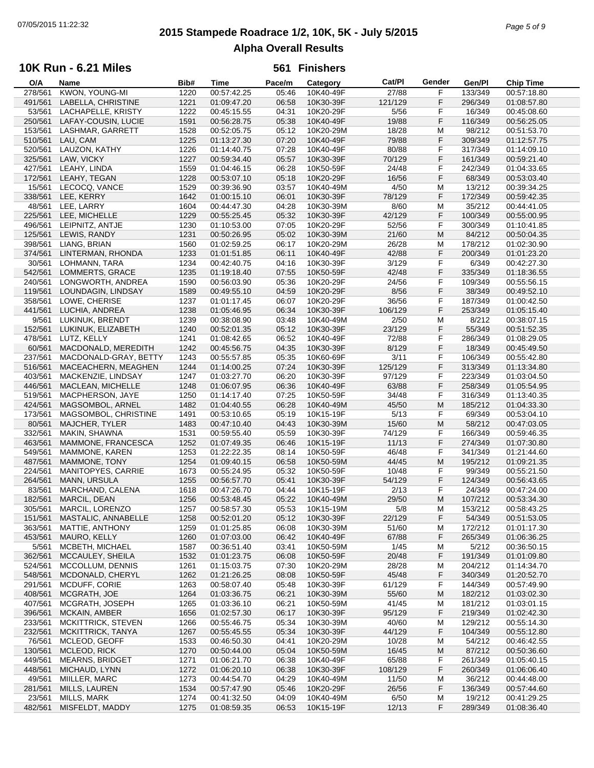# 2015 Stampede Roadrace 1/2, 10K, 5K - July 5/2015

## Alpha Overall Results

### 10K Run - 6.21 Miles — 561 Finishers

| O/A | Name | Bib# | Time | Pace/m | Category | Cat/Pl | Gender | Gen/Pl | Chip Time |
|---|---|---|---|---|---|---|---|---|---|
| 278/561 | KWON, YOUNG-MI | 1220 | 00:57:42.25 | 05:46 | 10K40-49F | 27/88 | F | 133/349 | 00:57:18.80 |
| 491/561 | LABELLA, CHRISTINE | 1221 | 01:09:47.20 | 06:58 | 10K30-39F | 121/129 | F | 296/349 | 01:08:57.80 |
| 53/561 | LACHAPELLE, KRISTY | 1222 | 00:45:15.55 | 04:31 | 10K20-29F | 5/56 | F | 16/349 | 00:45:08.60 |
| 250/561 | LAFAY-COUSIN, LUCIE | 1591 | 00:56:28.75 | 05:38 | 10K40-49F | 19/88 | F | 116/349 | 00:56:25.05 |
| 153/561 | LASHMAR, GARRETT | 1528 | 00:52:05.75 | 05:12 | 10K20-29M | 18/28 | M | 98/212 | 00:51:53.70 |
| 510/561 | LAU, CAM | 1225 | 01:13:27.30 | 07:20 | 10K40-49F | 79/88 | F | 309/349 | 01:12:57.75 |
| 520/561 | LAUZON, KATHY | 1226 | 01:14:40.75 | 07:28 | 10K40-49F | 80/88 | F | 317/349 | 01:14:09.10 |
| 325/561 | LAW, VICKY | 1227 | 00:59:34.40 | 05:57 | 10K30-39F | 70/129 | F | 161/349 | 00:59:21.40 |
| 427/561 | LEAHY, LINDA | 1559 | 01:04:46.15 | 06:28 | 10K50-59F | 24/48 | F | 242/349 | 01:04:33.65 |
| 172/561 | LEAHY, TEGAN | 1228 | 00:53:07.10 | 05:18 | 10K20-29F | 16/56 | F | 68/349 | 00:53:03.40 |
| 15/561 | LECOCQ, VANCE | 1529 | 00:39:36.90 | 03:57 | 10K40-49M | 4/50 | M | 13/212 | 00:39:34.25 |
| 338/561 | LEE, KERRY | 1642 | 01:00:15.10 | 06:01 | 10K30-39F | 78/129 | F | 172/349 | 00:59:42.35 |
| 48/561 | LEE, LARRY | 1604 | 00:44:47.30 | 04:28 | 10K30-39M | 8/60 | M | 35/212 | 00:44:41.05 |
| 225/561 | LEE, MICHELLE | 1229 | 00:55:25.45 | 05:32 | 10K30-39F | 42/129 | F | 100/349 | 00:55:00.95 |
| 496/561 | LEIPNITZ, ANTJE | 1230 | 01:10:53.00 | 07:05 | 10K20-29F | 52/56 | F | 300/349 | 01:10:41.85 |
| 125/561 | LEWIS, RANDY | 1231 | 00:50:26.95 | 05:02 | 10K30-39M | 21/60 | M | 84/212 | 00:50:04.35 |
| 398/561 | LIANG, BRIAN | 1560 | 01:02:59.25 | 06:17 | 10K20-29M | 26/28 | M | 178/212 | 01:02:30.90 |
| 374/561 | LINTERMAN, RHONDA | 1233 | 01:01:51.85 | 06:11 | 10K40-49F | 42/88 | F | 200/349 | 01:01:23.20 |
| 30/561 | LOHMANN, TARA | 1234 | 00:42:40.75 | 04:16 | 10K30-39F | 3/129 | F | 6/349 | 00:42:27.30 |
| 542/561 | LOMMERTS, GRACE | 1235 | 01:19:18.40 | 07:55 | 10K50-59F | 42/48 | F | 335/349 | 01:18:36.55 |
| 240/561 | LONGWORTH, ANDREA | 1590 | 00:56:03.90 | 05:36 | 10K20-29F | 24/56 | F | 109/349 | 00:55:56.15 |
| 119/561 | LOUNDAGIN, LINDSAY | 1589 | 00:49:55.10 | 04:59 | 10K20-29F | 8/56 | F | 38/349 | 00:49:52.10 |
| 358/561 | LOWE, CHERISE | 1237 | 01:01:17.45 | 06:07 | 10K20-29F | 36/56 | F | 187/349 | 01:00:42.50 |
| 441/561 | LUCHIA, ANDREA | 1238 | 01:05:46.95 | 06:34 | 10K30-39F | 106/129 | F | 253/349 | 01:05:15.40 |
| 9/561 | LUKINUK, BRENDT | 1239 | 00:38:08.90 | 03:48 | 10K40-49M | 2/50 | M | 8/212 | 00:38:07.15 |
| 152/561 | LUKINUK, ELIZABETH | 1240 | 00:52:01.35 | 05:12 | 10K30-39F | 23/129 | F | 55/349 | 00:51:52.35 |
| 478/561 | LUTZ, KELLY | 1241 | 01:08:42.65 | 06:52 | 10K40-49F | 72/88 | F | 286/349 | 01:08:29.05 |
| 60/561 | MACDONALD, MEREDITH | 1242 | 00:45:56.75 | 04:35 | 10K30-39F | 8/129 | F | 18/349 | 00:45:49.50 |
| 237/561 | MACDONALD-GRAY, BETTY | 1243 | 00:55:57.85 | 05:35 | 10K60-69F | 3/11 | F | 106/349 | 00:55:42.80 |
| 516/561 | MACEACHERN, MEAGHEN | 1244 | 01:14:00.25 | 07:24 | 10K30-39F | 125/129 | F | 313/349 | 01:13:34.80 |
| 403/561 | MACKENZIE, LINDSAY | 1247 | 01:03:27.70 | 06:20 | 10K30-39F | 97/129 | F | 223/349 | 01:03:04.50 |
| 446/561 | MACLEAN, MICHELLE | 1248 | 01:06:07.95 | 06:36 | 10K40-49F | 63/88 | F | 258/349 | 01:05:54.95 |
| 519/561 | MACPHERSON, JAYE | 1250 | 01:14:17.40 | 07:25 | 10K50-59F | 34/48 | F | 316/349 | 01:13:40.35 |
| 424/561 | MAGSOMBOL, ARNEL | 1482 | 01:04:40.55 | 06:28 | 10K40-49M | 45/50 | M | 185/212 | 01:04:33.30 |
| 173/561 | MAGSOMBOL, CHRISTINE | 1491 | 00:53:10.65 | 05:19 | 10K15-19F | 5/13 | F | 69/349 | 00:53:04.10 |
| 80/561 | MAJCHER, TYLER | 1483 | 00:47:10.40 | 04:43 | 10K30-39M | 15/60 | M | 58/212 | 00:47:03.05 |
| 332/561 | MAKIN, SHAWNA | 1531 | 00:59:55.40 | 05:59 | 10K30-39F | 74/129 | F | 166/349 | 00:59:46.35 |
| 463/561 | MAMMONE, FRANCESCA | 1252 | 01:07:49.35 | 06:46 | 10K15-19F | 11/13 | F | 274/349 | 01:07:30.80 |
| 549/561 | MAMMONE, KAREN | 1253 | 01:22:22.35 | 08:14 | 10K50-59F | 46/48 | F | 341/349 | 01:21:44.60 |
| 487/561 | MAMMONE, TONY | 1254 | 01:09:40.15 | 06:58 | 10K50-59M | 44/45 | M | 195/212 | 01:09:21.35 |
| 224/561 | MANITOPYES, CARRIE | 1673 | 00:55:24.95 | 05:32 | 10K50-59F | 10/48 | F | 99/349 | 00:55:21.50 |
| 264/561 | MANN, URSULA | 1255 | 00:56:57.70 | 05:41 | 10K30-39F | 54/129 | F | 124/349 | 00:56:43.65 |
| 83/561 | MARCHAND, CALENA | 1618 | 00:47:26.70 | 04:44 | 10K15-19F | 2/13 | F | 24/349 | 00:47:24.00 |
| 182/561 | MARCIL, DEAN | 1256 | 00:53:48.45 | 05:22 | 10K40-49M | 29/50 | M | 107/212 | 00:53:34.30 |
| 305/561 | MARCIL, LORENZO | 1257 | 00:58:57.30 | 05:53 | 10K15-19M | 5/8 | M | 153/212 | 00:58:43.25 |
| 151/561 | MASTALIC, ANNABELLE | 1258 | 00:52:01.20 | 05:12 | 10K30-39F | 22/129 | F | 54/349 | 00:51:53.05 |
| 363/561 | MATTIE, ANTHONY | 1259 | 01:01:25.85 | 06:08 | 10K30-39M | 51/60 | M | 172/212 | 01:01:17.30 |
| 453/561 | MAURO, KELLY | 1260 | 01:07:03.00 | 06:42 | 10K40-49F | 67/88 | F | 265/349 | 01:06:36.25 |
| 5/561 | MCBETH, MICHAEL | 1587 | 00:36:51.40 | 03:41 | 10K50-59M | 1/45 | M | 5/212 | 00:36:50.15 |
| 362/561 | MCCAULEY, SHEILA | 1532 | 01:01:23.75 | 06:08 | 10K50-59F | 20/48 | F | 191/349 | 01:01:09.80 |
| 524/561 | MCCOLLUM, DENNIS | 1261 | 01:15:03.75 | 07:30 | 10K20-29M | 28/28 | M | 204/212 | 01:14:34.70 |
| 548/561 | MCDONALD, CHERYL | 1262 | 01:21:26.25 | 08:08 | 10K50-59F | 45/48 | F | 340/349 | 01:20:52.70 |
| 291/561 | MCDUFF, CORIE | 1263 | 00:58:07.40 | 05:48 | 10K30-39F | 61/129 | F | 144/349 | 00:57:49.90 |
| 408/561 | MCGRATH, JOE | 1264 | 01:03:36.75 | 06:21 | 10K30-39M | 55/60 | M | 182/212 | 01:03:02.30 |
| 407/561 | MCGRATH, JOSEPH | 1265 | 01:03:36.10 | 06:21 | 10K50-59M | 41/45 | M | 181/212 | 01:03:01.15 |
| 396/561 | MCKAIN, AMBER | 1656 | 01:02:57.30 | 06:17 | 10K30-39F | 95/129 | F | 219/349 | 01:02:42.30 |
| 233/561 | MCKITTRICK, STEVEN | 1266 | 00:55:46.75 | 05:34 | 10K30-39M | 40/60 | M | 129/212 | 00:55:14.30 |
| 232/561 | MCKITTRICK, TANYA | 1267 | 00:55:45.55 | 05:34 | 10K30-39F | 44/129 | F | 104/349 | 00:55:12.80 |
| 76/561 | MCLEOD, GEOFF | 1533 | 00:46:50.30 | 04:41 | 10K20-29M | 10/28 | M | 54/212 | 00:46:42.55 |
| 130/561 | MCLEOD, RICK | 1270 | 00:50:44.00 | 05:04 | 10K50-59M | 16/45 | M | 87/212 | 00:50:36.60 |
| 449/561 | MEARNS, BRIDGET | 1271 | 01:06:21.70 | 06:38 | 10K40-49F | 65/88 | F | 261/349 | 01:05:40.15 |
| 448/561 | MICHAUD, LYNN | 1272 | 01:06:20.10 | 06:38 | 10K30-39F | 108/129 | F | 260/349 | 01:06:06.40 |
| 49/561 | MIILLER, MARC | 1273 | 00:44:54.70 | 04:29 | 10K40-49M | 11/50 | M | 36/212 | 00:44:48.00 |
| 281/561 | MILLS, LAUREN | 1534 | 00:57:47.90 | 05:46 | 10K20-29F | 26/56 | F | 136/349 | 00:57:44.60 |
| 23/561 | MILLS, MARK | 1274 | 00:41:32.50 | 04:09 | 10K40-49M | 6/50 | M | 19/212 | 00:41:29.25 |
| 482/561 | MISFELDT, MADDY | 1275 | 01:08:59.35 | 06:53 | 10K15-19F | 12/13 | F | 289/349 | 01:08:36.40 |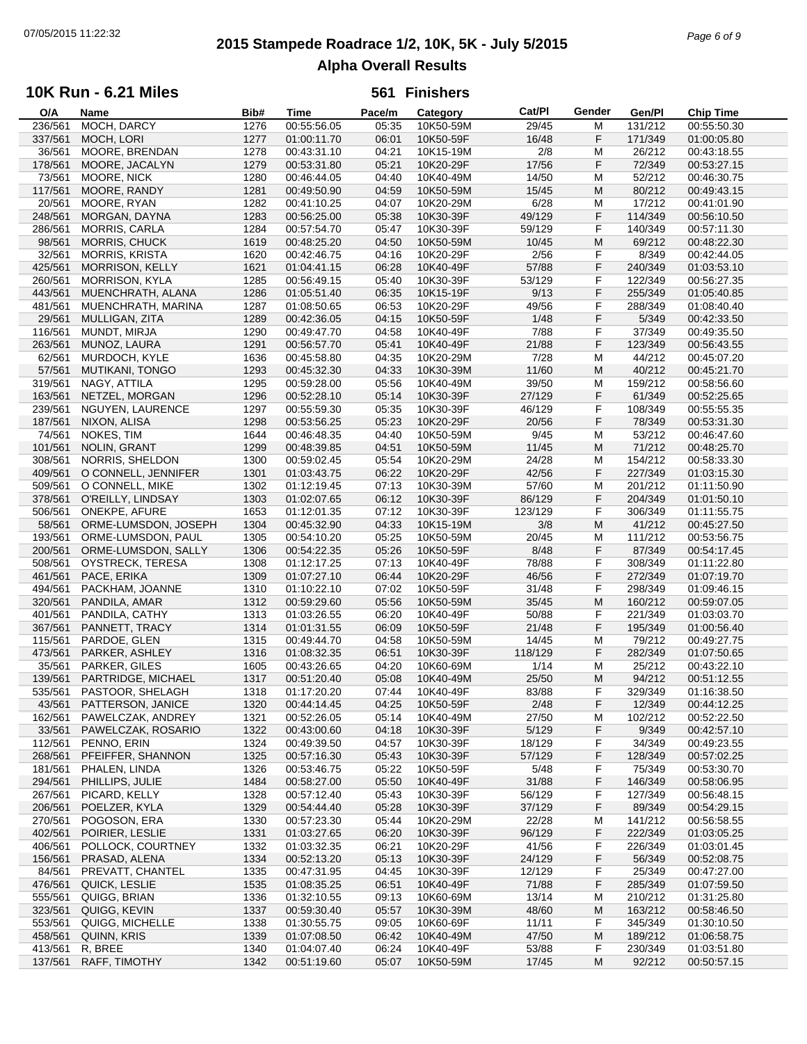# 2015 Stampede Roadrace 1/2, 10K, 5K - July 5/2015

## Alpha Overall Results

### 10K Run - 6.21 Miles — 561 Finishers

| O/A | Name | Bib# | Time | Pace/m | Category | Cat/Pl | Gender | Gen/Pl | Chip Time |
|---|---|---|---|---|---|---|---|---|---|
| 236/561 | MOCH, DARCY | 1276 | 00:55:56.05 | 05:35 | 10K50-59M | 29/45 | M | 131/212 | 00:55:50.30 |
| 337/561 | MOCH, LORI | 1277 | 01:00:11.70 | 06:01 | 10K50-59F | 16/48 | F | 171/349 | 01:00:05.80 |
| 36/561 | MOORE, BRENDAN | 1278 | 00:43:31.10 | 04:21 | 10K15-19M | 2/8 | M | 26/212 | 00:43:18.55 |
| 178/561 | MOORE, JACALYN | 1279 | 00:53:31.80 | 05:21 | 10K20-29F | 17/56 | F | 72/349 | 00:53:27.15 |
| 73/561 | MOORE, NICK | 1280 | 00:46:44.05 | 04:40 | 10K40-49M | 14/50 | M | 52/212 | 00:46:30.75 |
| 117/561 | MOORE, RANDY | 1281 | 00:49:50.90 | 04:59 | 10K50-59M | 15/45 | M | 80/212 | 00:49:43.15 |
| 20/561 | MOORE, RYAN | 1282 | 00:41:10.25 | 04:07 | 10K20-29M | 6/28 | M | 17/212 | 00:41:01.90 |
| 248/561 | MORGAN, DAYNA | 1283 | 00:56:25.00 | 05:38 | 10K30-39F | 49/129 | F | 114/349 | 00:56:10.50 |
| 286/561 | MORRIS, CARLA | 1284 | 00:57:54.70 | 05:47 | 10K30-39F | 59/129 | F | 140/349 | 00:57:11.30 |
| 98/561 | MORRIS, CHUCK | 1619 | 00:48:25.20 | 04:50 | 10K50-59M | 10/45 | M | 69/212 | 00:48:22.30 |
| 32/561 | MORRIS, KRISTA | 1620 | 00:42:46.75 | 04:16 | 10K20-29F | 2/56 | F | 8/349 | 00:42:44.05 |
| 425/561 | MORRISON, KELLY | 1621 | 01:04:41.15 | 06:28 | 10K40-49F | 57/88 | F | 240/349 | 01:03:53.10 |
| 260/561 | MORRISON, KYLA | 1285 | 00:56:49.15 | 05:40 | 10K30-39F | 53/129 | F | 122/349 | 00:56:27.35 |
| 443/561 | MUENCHRATH, ALANA | 1286 | 01:05:51.40 | 06:35 | 10K15-19F | 9/13 | F | 255/349 | 01:05:40.85 |
| 481/561 | MUENCHRATH, MARINA | 1287 | 01:08:50.65 | 06:53 | 10K20-29F | 49/56 | F | 288/349 | 01:08:40.40 |
| 29/561 | MULLIGAN, ZITA | 1289 | 00:42:36.05 | 04:15 | 10K50-59F | 1/48 | F | 5/349 | 00:42:33.50 |
| 116/561 | MUNDT, MIRJA | 1290 | 00:49:47.70 | 04:58 | 10K40-49F | 7/88 | F | 37/349 | 00:49:35.50 |
| 263/561 | MUNOZ, LAURA | 1291 | 00:56:57.70 | 05:41 | 10K40-49F | 21/88 | F | 123/349 | 00:56:43.55 |
| 62/561 | MURDOCH, KYLE | 1636 | 00:45:58.80 | 04:35 | 10K20-29M | 7/28 | M | 44/212 | 00:45:07.20 |
| 57/561 | MUTIKANI, TONGO | 1293 | 00:45:32.30 | 04:33 | 10K30-39M | 11/60 | M | 40/212 | 00:45:21.70 |
| 319/561 | NAGY, ATTILA | 1295 | 00:59:28.00 | 05:56 | 10K40-49M | 39/50 | M | 159/212 | 00:58:56.60 |
| 163/561 | NETZEL, MORGAN | 1296 | 00:52:28.10 | 05:14 | 10K30-39F | 27/129 | F | 61/349 | 00:52:25.65 |
| 239/561 | NGUYEN, LAURENCE | 1297 | 00:55:59.30 | 05:35 | 10K30-39F | 46/129 | F | 108/349 | 00:55:55.35 |
| 187/561 | NIXON, ALISA | 1298 | 00:53:56.25 | 05:23 | 10K20-29F | 20/56 | F | 78/349 | 00:53:31.30 |
| 74/561 | NOKES, TIM | 1644 | 00:46:48.35 | 04:40 | 10K50-59M | 9/45 | M | 53/212 | 00:46:47.60 |
| 101/561 | NOLIN, GRANT | 1299 | 00:48:39.85 | 04:51 | 10K50-59M | 11/45 | M | 71/212 | 00:48:25.70 |
| 308/561 | NORRIS, SHELDON | 1300 | 00:59:02.45 | 05:54 | 10K20-29M | 24/28 | M | 154/212 | 00:58:33.30 |
| 409/561 | O CONNELL, JENNIFER | 1301 | 01:03:43.75 | 06:22 | 10K20-29F | 42/56 | F | 227/349 | 01:03:15.30 |
| 509/561 | O CONNELL, MIKE | 1302 | 01:12:19.45 | 07:13 | 10K30-39M | 57/60 | M | 201/212 | 01:11:50.90 |
| 378/561 | O'REILLY, LINDSAY | 1303 | 01:02:07.65 | 06:12 | 10K30-39F | 86/129 | F | 204/349 | 01:01:50.10 |
| 506/561 | ONEKPE, AFURE | 1653 | 01:12:01.35 | 07:12 | 10K30-39F | 123/129 | F | 306/349 | 01:11:55.75 |
| 58/561 | ORME-LUMSDON, JOSEPH | 1304 | 00:45:32.90 | 04:33 | 10K15-19M | 3/8 | M | 41/212 | 00:45:27.50 |
| 193/561 | ORME-LUMSDON, PAUL | 1305 | 00:54:10.20 | 05:25 | 10K50-59M | 20/45 | M | 111/212 | 00:53:56.75 |
| 200/561 | ORME-LUMSDON, SALLY | 1306 | 00:54:22.35 | 05:26 | 10K50-59F | 8/48 | F | 87/349 | 00:54:17.45 |
| 508/561 | OYSTRECK, TERESA | 1308 | 01:12:17.25 | 07:13 | 10K40-49F | 78/88 | F | 308/349 | 01:11:22.80 |
| 461/561 | PACE, ERIKA | 1309 | 01:07:27.10 | 06:44 | 10K20-29F | 46/56 | F | 272/349 | 01:07:19.70 |
| 494/561 | PACKHAM, JOANNE | 1310 | 01:10:22.10 | 07:02 | 10K50-59F | 31/48 | F | 298/349 | 01:09:46.15 |
| 320/561 | PANDILA, AMAR | 1312 | 00:59:29.60 | 05:56 | 10K50-59M | 35/45 | M | 160/212 | 00:59:07.05 |
| 401/561 | PANDILA, CATHY | 1313 | 01:03:26.55 | 06:20 | 10K40-49F | 50/88 | F | 221/349 | 01:03:03.70 |
| 367/561 | PANNETT, TRACY | 1314 | 01:01:31.55 | 06:09 | 10K50-59F | 21/48 | F | 195/349 | 01:00:56.40 |
| 115/561 | PARDOE, GLEN | 1315 | 00:49:44.70 | 04:58 | 10K50-59M | 14/45 | M | 79/212 | 00:49:27.75 |
| 473/561 | PARKER, ASHLEY | 1316 | 01:08:32.35 | 06:51 | 10K30-39F | 118/129 | F | 282/349 | 01:07:50.65 |
| 35/561 | PARKER, GILES | 1605 | 00:43:26.65 | 04:20 | 10K60-69M | 1/14 | M | 25/212 | 00:43:22.10 |
| 139/561 | PARTRIDGE, MICHAEL | 1317 | 00:51:20.40 | 05:08 | 10K40-49M | 25/50 | M | 94/212 | 00:51:12.55 |
| 535/561 | PASTOOR, SHELAGH | 1318 | 01:17:20.20 | 07:44 | 10K40-49F | 83/88 | F | 329/349 | 01:16:38.50 |
| 43/561 | PATTERSON, JANICE | 1320 | 00:44:14.45 | 04:25 | 10K50-59F | 2/48 | F | 12/349 | 00:44:12.25 |
| 162/561 | PAWELCZAK, ANDREY | 1321 | 00:52:26.05 | 05:14 | 10K40-49M | 27/50 | M | 102/212 | 00:52:22.50 |
| 33/561 | PAWELCZAK, ROSARIO | 1322 | 00:43:00.60 | 04:18 | 10K30-39F | 5/129 | F | 9/349 | 00:42:57.10 |
| 112/561 | PENNO, ERIN | 1324 | 00:49:39.50 | 04:57 | 10K30-39F | 18/129 | F | 34/349 | 00:49:23.55 |
| 268/561 | PFEIFFER, SHANNON | 1325 | 00:57:16.30 | 05:43 | 10K30-39F | 57/129 | F | 128/349 | 00:57:02.25 |
| 181/561 | PHALEN, LINDA | 1326 | 00:53:46.75 | 05:22 | 10K50-59F | 5/48 | F | 75/349 | 00:53:30.70 |
| 294/561 | PHILLIPS, JULIE | 1484 | 00:58:27.00 | 05:50 | 10K40-49F | 31/88 | F | 146/349 | 00:58:06.95 |
| 267/561 | PICARD, KELLY | 1328 | 00:57:12.40 | 05:43 | 10K30-39F | 56/129 | F | 127/349 | 00:56:48.15 |
| 206/561 | POELZER, KYLA | 1329 | 00:54:44.40 | 05:28 | 10K30-39F | 37/129 | F | 89/349 | 00:54:29.15 |
| 270/561 | POGOSON, ERA | 1330 | 00:57:23.30 | 05:44 | 10K20-29M | 22/28 | M | 141/212 | 00:56:58.55 |
| 402/561 | POIRIER, LESLIE | 1331 | 01:03:27.65 | 06:20 | 10K30-39F | 96/129 | F | 222/349 | 01:03:05.25 |
| 406/561 | POLLOCK, COURTNEY | 1332 | 01:03:32.35 | 06:21 | 10K20-29F | 41/56 | F | 226/349 | 01:03:01.45 |
| 156/561 | PRASAD, ALENA | 1334 | 00:52:13.20 | 05:13 | 10K30-39F | 24/129 | F | 56/349 | 00:52:08.75 |
| 84/561 | PREVATT, CHANTEL | 1335 | 00:47:31.95 | 04:45 | 10K30-39F | 12/129 | F | 25/349 | 00:47:27.00 |
| 476/561 | QUICK, LESLIE | 1535 | 01:08:35.25 | 06:51 | 10K40-49F | 71/88 | F | 285/349 | 01:07:59.50 |
| 555/561 | QUIGG, BRIAN | 1336 | 01:32:10.55 | 09:13 | 10K60-69M | 13/14 | M | 210/212 | 01:31:25.80 |
| 323/561 | QUIGG, KEVIN | 1337 | 00:59:30.40 | 05:57 | 10K30-39M | 48/60 | M | 163/212 | 00:58:46.50 |
| 553/561 | QUIGG, MICHELLE | 1338 | 01:30:55.75 | 09:05 | 10K60-69F | 11/11 | F | 345/349 | 01:30:10.50 |
| 458/561 | QUINN, KRIS | 1339 | 01:07:08.50 | 06:42 | 10K40-49M | 47/50 | M | 189/212 | 01:06:58.75 |
| 413/561 | R, BREE | 1340 | 01:04:07.40 | 06:24 | 10K40-49F | 53/88 | F | 230/349 | 01:03:51.80 |
| 137/561 | RAFF, TIMOTHY | 1342 | 00:51:19.60 | 05:07 | 10K50-59M | 17/45 | M | 92/212 | 00:50:57.15 |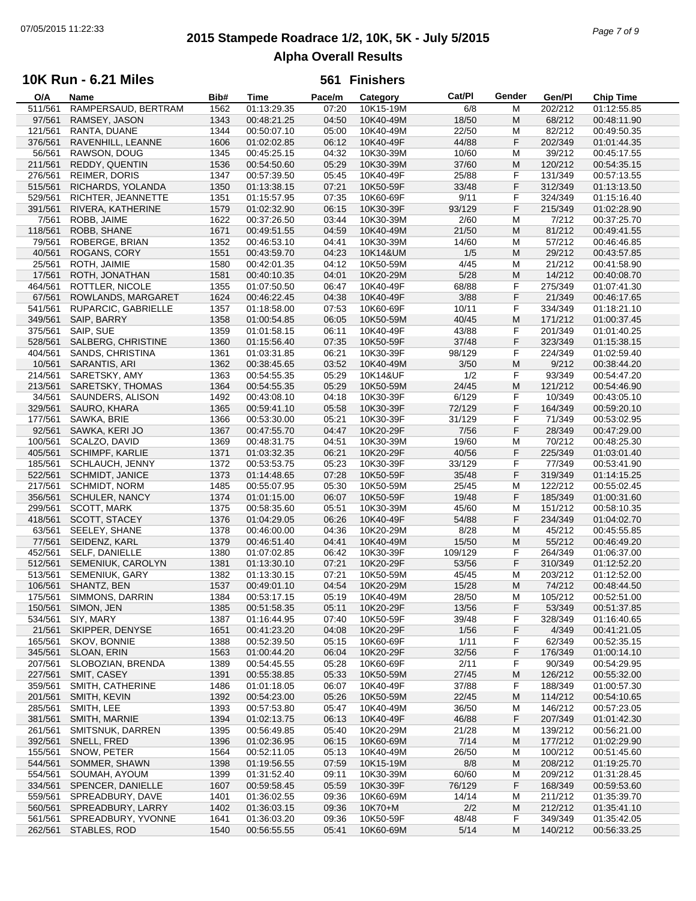# 2015 Stampede Roadrace 1/2, 10K, 5K - July 5/2015

## Alpha Overall Results

### 10K Run - 6.21 Miles — 561 Finishers

| O/A | Name | Bib# | Time | Pace/m | Category | Cat/Pl | Gender | Gen/Pl | Chip Time |
|---|---|---|---|---|---|---|---|---|---|
| 511/561 | RAMPERSAUD, BERTRAM | 1562 | 01:13:29.35 | 07:20 | 10K15-19M | 6/8 | M | 202/212 | 01:12:55.85 |
| 97/561 | RAMSEY, JASON | 1343 | 00:48:21.25 | 04:50 | 10K40-49M | 18/50 | M | 68/212 | 00:48:11.90 |
| 121/561 | RANTA, DUANE | 1344 | 00:50:07.10 | 05:00 | 10K40-49M | 22/50 | M | 82/212 | 00:49:50.35 |
| 376/561 | RAVENHILL, LEANNE | 1606 | 01:02:02.85 | 06:12 | 10K40-49F | 44/88 | F | 202/349 | 01:01:44.35 |
| 56/561 | RAWSON, DOUG | 1345 | 00:45:25.15 | 04:32 | 10K30-39M | 10/60 | M | 39/212 | 00:45:17.55 |
| 211/561 | REDDY, QUENTIN | 1536 | 00:54:50.60 | 05:29 | 10K30-39M | 37/60 | M | 120/212 | 00:54:35.15 |
| 276/561 | REIMER, DORIS | 1347 | 00:57:39.50 | 05:45 | 10K40-49F | 25/88 | F | 131/349 | 00:57:13.55 |
| 515/561 | RICHARDS, YOLANDA | 1350 | 01:13:38.15 | 07:21 | 10K50-59F | 33/48 | F | 312/349 | 01:13:13.50 |
| 529/561 | RICHTER, JEANNETTE | 1351 | 01:15:57.95 | 07:35 | 10K60-69F | 9/11 | F | 324/349 | 01:15:16.40 |
| 391/561 | RIVERA, KATHERINE | 1579 | 01:02:32.90 | 06:15 | 10K30-39F | 93/129 | F | 215/349 | 01:02:28.90 |
| 7/561 | ROBB, JAIME | 1622 | 00:37:26.50 | 03:44 | 10K30-39M | 2/60 | M | 7/212 | 00:37:25.70 |
| 118/561 | ROBB, SHANE | 1671 | 00:49:51.55 | 04:59 | 10K40-49M | 21/50 | M | 81/212 | 00:49:41.55 |
| 79/561 | ROBERGE, BRIAN | 1352 | 00:46:53.10 | 04:41 | 10K30-39M | 14/60 | M | 57/212 | 00:46:46.85 |
| 40/561 | ROGANS, CORY | 1551 | 00:43:59.70 | 04:23 | 10K14&UM | 1/5 | M | 29/212 | 00:43:57.85 |
| 25/561 | ROTH, JAIMIE | 1580 | 00:42:01.35 | 04:12 | 10K50-59M | 4/45 | M | 21/212 | 00:41:58.90 |
| 17/561 | ROTH, JONATHAN | 1581 | 00:40:10.35 | 04:01 | 10K20-29M | 5/28 | M | 14/212 | 00:40:08.70 |
| 464/561 | ROTTLER, NICOLE | 1355 | 01:07:50.50 | 06:47 | 10K40-49F | 68/88 | F | 275/349 | 01:07:41.30 |
| 67/561 | ROWLANDS, MARGARET | 1624 | 00:46:22.45 | 04:38 | 10K40-49F | 3/88 | F | 21/349 | 00:46:17.65 |
| 541/561 | RUPARCIC, GABRIELLE | 1357 | 01:18:58.00 | 07:53 | 10K60-69F | 10/11 | F | 334/349 | 01:18:21.10 |
| 349/561 | SAIP, BARRY | 1358 | 01:00:54.85 | 06:05 | 10K50-59M | 40/45 | M | 171/212 | 01:00:37.45 |
| 375/561 | SAIP, SUE | 1359 | 01:01:58.15 | 06:11 | 10K40-49F | 43/88 | F | 201/349 | 01:01:40.25 |
| 528/561 | SALBERG, CHRISTINE | 1360 | 01:15:56.40 | 07:35 | 10K50-59F | 37/48 | F | 323/349 | 01:15:38.15 |
| 404/561 | SANDS, CHRISTINA | 1361 | 01:03:31.85 | 06:21 | 10K30-39F | 98/129 | F | 224/349 | 01:02:59.40 |
| 10/561 | SARANTIS, ARI | 1362 | 00:38:45.65 | 03:52 | 10K40-49M | 3/50 | M | 9/212 | 00:38:44.20 |
| 214/561 | SARETSKY, AMY | 1363 | 00:54:55.35 | 05:29 | 10K14&UF | 1/2 | F | 93/349 | 00:54:47.20 |
| 213/561 | SARETSKY, THOMAS | 1364 | 00:54:55.35 | 05:29 | 10K50-59M | 24/45 | M | 121/212 | 00:54:46.90 |
| 34/561 | SAUNDERS, ALISON | 1492 | 00:43:08.10 | 04:18 | 10K30-39F | 6/129 | F | 10/349 | 00:43:05.10 |
| 329/561 | SAURO, KHARA | 1365 | 00:59:41.10 | 05:58 | 10K30-39F | 72/129 | F | 164/349 | 00:59:20.10 |
| 177/561 | SAWKA, BRIE | 1366 | 00:53:30.00 | 05:21 | 10K30-39F | 31/129 | F | 71/349 | 00:53:02.95 |
| 92/561 | SAWKA, KERI JO | 1367 | 00:47:55.70 | 04:47 | 10K20-29F | 7/56 | F | 28/349 | 00:47:29.00 |
| 100/561 | SCALZO, DAVID | 1369 | 00:48:31.75 | 04:51 | 10K30-39M | 19/60 | M | 70/212 | 00:48:25.30 |
| 405/561 | SCHIMPF, KARLIE | 1371 | 01:03:32.35 | 06:21 | 10K20-29F | 40/56 | F | 225/349 | 01:03:01.40 |
| 185/561 | SCHLAUCH, JENNY | 1372 | 00:53:53.75 | 05:23 | 10K30-39F | 33/129 | F | 77/349 | 00:53:41.90 |
| 522/561 | SCHMIDT, JANICE | 1373 | 01:14:48.65 | 07:28 | 10K50-59F | 35/48 | F | 319/349 | 01:14:15.25 |
| 217/561 | SCHMIDT, NORM | 1485 | 00:55:07.95 | 05:30 | 10K50-59M | 25/45 | M | 122/212 | 00:55:02.45 |
| 356/561 | SCHULER, NANCY | 1374 | 01:01:15.00 | 06:07 | 10K50-59F | 19/48 | F | 185/349 | 01:00:31.60 |
| 299/561 | SCOTT, MARK | 1375 | 00:58:35.60 | 05:51 | 10K30-39M | 45/60 | M | 151/212 | 00:58:10.35 |
| 418/561 | SCOTT, STACEY | 1376 | 01:04:29.05 | 06:26 | 10K40-49F | 54/88 | F | 234/349 | 01:04:02.70 |
| 63/561 | SEELEY, SHANE | 1378 | 00:46:00.00 | 04:36 | 10K20-29M | 8/28 | M | 45/212 | 00:45:55.85 |
| 77/561 | SEIDENZ, KARL | 1379 | 00:46:51.40 | 04:41 | 10K40-49M | 15/50 | M | 55/212 | 00:46:49.20 |
| 452/561 | SELF, DANIELLE | 1380 | 01:07:02.85 | 06:42 | 10K30-39F | 109/129 | F | 264/349 | 01:06:37.00 |
| 512/561 | SEMENIUK, CAROLYN | 1381 | 01:13:30.10 | 07:21 | 10K20-29F | 53/56 | F | 310/349 | 01:12:52.20 |
| 513/561 | SEMENIUK, GARY | 1382 | 01:13:30.15 | 07:21 | 10K50-59M | 45/45 | M | 203/212 | 01:12:52.00 |
| 106/561 | SHANTZ, BEN | 1537 | 00:49:01.10 | 04:54 | 10K20-29M | 15/28 | M | 74/212 | 00:48:44.50 |
| 175/561 | SIMMONS, DARRIN | 1384 | 00:53:17.15 | 05:19 | 10K40-49M | 28/50 | M | 105/212 | 00:52:51.00 |
| 150/561 | SIMON, JEN | 1385 | 00:51:58.35 | 05:11 | 10K20-29F | 13/56 | F | 53/349 | 00:51:37.85 |
| 534/561 | SIY, MARY | 1387 | 01:16:44.95 | 07:40 | 10K50-59F | 39/48 | F | 328/349 | 01:16:40.65 |
| 21/561 | SKIPPER, DENYSE | 1651 | 00:41:23.20 | 04:08 | 10K20-29F | 1/56 | F | 4/349 | 00:41:21.05 |
| 165/561 | SKOV, BONNIE | 1388 | 00:52:39.50 | 05:15 | 10K60-69F | 1/11 | F | 62/349 | 00:52:35.15 |
| 345/561 | SLOAN, ERIN | 1563 | 01:00:44.20 | 06:04 | 10K20-29F | 32/56 | F | 176/349 | 01:00:14.10 |
| 207/561 | SLOBOZIAN, BRENDA | 1389 | 00:54:45.55 | 05:28 | 10K60-69F | 2/11 | F | 90/349 | 00:54:29.95 |
| 227/561 | SMIT, CASEY | 1391 | 00:55:38.85 | 05:33 | 10K50-59M | 27/45 | M | 126/212 | 00:55:32.00 |
| 359/561 | SMITH, CATHERINE | 1486 | 01:01:18.05 | 06:07 | 10K40-49F | 37/88 | F | 188/349 | 01:00:57.30 |
| 201/561 | SMITH, KEVIN | 1392 | 00:54:23.00 | 05:26 | 10K50-59M | 22/45 | M | 114/212 | 00:54:10.65 |
| 285/561 | SMITH, LEE | 1393 | 00:57:53.80 | 05:47 | 10K40-49M | 36/50 | M | 146/212 | 00:57:23.05 |
| 381/561 | SMITH, MARNIE | 1394 | 01:02:13.75 | 06:13 | 10K40-49F | 46/88 | F | 207/349 | 01:01:42.30 |
| 261/561 | SMITSNUK, DARREN | 1395 | 00:56:49.85 | 05:40 | 10K20-29M | 21/28 | M | 139/212 | 00:56:21.00 |
| 392/561 | SNELL, FRED | 1396 | 01:02:36.95 | 06:15 | 10K60-69M | 7/14 | M | 177/212 | 01:02:29.90 |
| 155/561 | SNOW, PETER | 1564 | 00:52:11.05 | 05:13 | 10K40-49M | 26/50 | M | 100/212 | 00:51:45.60 |
| 544/561 | SOMMER, SHAWN | 1398 | 01:19:56.55 | 07:59 | 10K15-19M | 8/8 | M | 208/212 | 01:19:25.70 |
| 554/561 | SOUMAH, AYOUM | 1399 | 01:31:52.40 | 09:11 | 10K30-39M | 60/60 | M | 209/212 | 01:31:28.45 |
| 334/561 | SPENCER, DANIELLE | 1607 | 00:59:58.45 | 05:59 | 10K30-39F | 76/129 | F | 168/349 | 00:59:53.60 |
| 559/561 | SPREADBURY, DAVE | 1401 | 01:36:02.55 | 09:36 | 10K60-69M | 14/14 | M | 211/212 | 01:35:39.70 |
| 560/561 | SPREADBURY, LARRY | 1402 | 01:36:03.15 | 09:36 | 10K70+M | 2/2 | M | 212/212 | 01:35:41.10 |
| 561/561 | SPREADBURY, YVONNE | 1641 | 01:36:03.20 | 09:36 | 10K50-59F | 48/48 | F | 349/349 | 01:35:42.05 |
| 262/561 | STABLES, ROD | 1540 | 00:56:55.55 | 05:41 | 10K60-69M | 5/14 | M | 140/212 | 00:56:33.25 |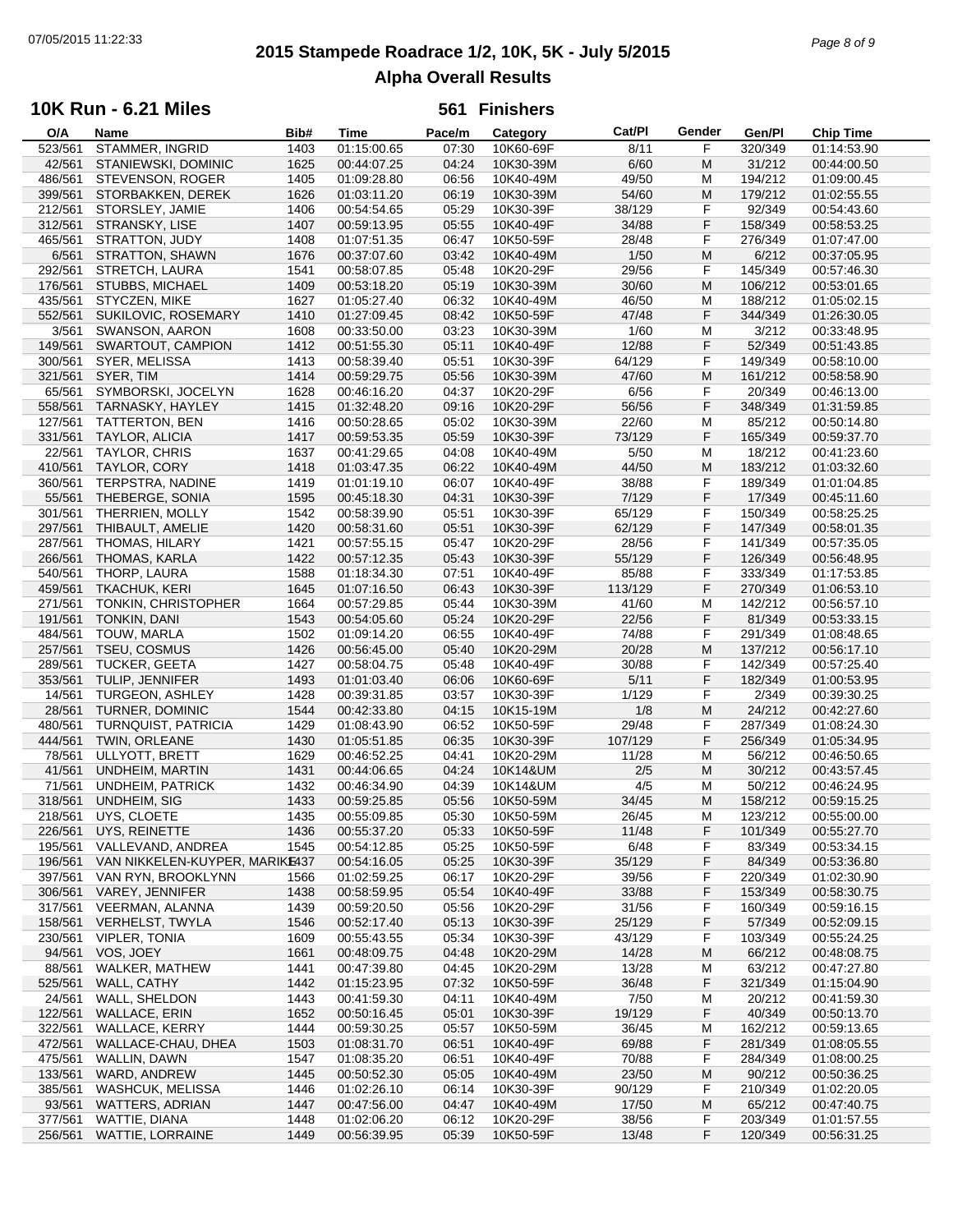# 2015 Stampede Roadrace 1/2, 10K, 5K - July 5/2015

## Alpha Overall Results

### 10K Run - 6.21 Miles

**561 Finishers**

| O/A | Name | Bib# | Time | Pace/m | Category | Cat/Pl | Gender | Gen/Pl | Chip Time |
|---|---|---|---|---|---|---|---|---|---|
| 523/561 | STAMMER, INGRID | 1403 | 01:15:00.65 | 07:30 | 10K60-69F | 8/11 | F | 320/349 | 01:14:53.90 |
| 42/561 | STANIEWSKI, DOMINIC | 1625 | 00:44:07.25 | 04:24 | 10K30-39M | 6/60 | M | 31/212 | 00:44:00.50 |
| 486/561 | STEVENSON, ROGER | 1405 | 01:09:28.80 | 06:56 | 10K40-49M | 49/50 | M | 194/212 | 01:09:00.45 |
| 399/561 | STORBAKKEN, DEREK | 1626 | 01:03:11.20 | 06:19 | 10K30-39M | 54/60 | M | 179/212 | 01:02:55.55 |
| 212/561 | STORSLEY, JAMIE | 1406 | 00:54:54.65 | 05:29 | 10K30-39F | 38/129 | F | 92/349 | 00:54:43.60 |
| 312/561 | STRANSKY, LISE | 1407 | 00:59:13.95 | 05:55 | 10K40-49F | 34/88 | F | 158/349 | 00:58:53.25 |
| 465/561 | STRATTON, JUDY | 1408 | 01:07:51.35 | 06:47 | 10K50-59F | 28/48 | F | 276/349 | 01:07:47.00 |
| 6/561 | STRATTON, SHAWN | 1676 | 00:37:07.60 | 03:42 | 10K40-49M | 1/50 | M | 6/212 | 00:37:05.95 |
| 292/561 | STRETCH, LAURA | 1541 | 00:58:07.85 | 05:48 | 10K20-29F | 29/56 | F | 145/349 | 00:57:46.30 |
| 176/561 | STUBBS, MICHAEL | 1409 | 00:53:18.20 | 05:19 | 10K30-39M | 30/60 | M | 106/212 | 00:53:01.65 |
| 435/561 | STYCZEN, MIKE | 1627 | 01:05:27.40 | 06:32 | 10K40-49M | 46/50 | M | 188/212 | 01:05:02.15 |
| 552/561 | SUKILOVIC, ROSEMARY | 1410 | 01:27:09.45 | 08:42 | 10K50-59F | 47/48 | F | 344/349 | 01:26:30.05 |
| 3/561 | SWANSON, AARON | 1608 | 00:33:50.00 | 03:23 | 10K30-39M | 1/60 | M | 3/212 | 00:33:48.95 |
| 149/561 | SWARTOUT, CAMPION | 1412 | 00:51:55.30 | 05:11 | 10K40-49F | 12/88 | F | 52/349 | 00:51:43.85 |
| 300/561 | SYER, MELISSA | 1413 | 00:58:39.40 | 05:51 | 10K30-39F | 64/129 | F | 149/349 | 00:58:10.00 |
| 321/561 | SYER, TIM | 1414 | 00:59:29.75 | 05:56 | 10K30-39M | 47/60 | M | 161/212 | 00:58:58.90 |
| 65/561 | SYMBORSKI, JOCELYN | 1628 | 00:46:16.20 | 04:37 | 10K20-29F | 6/56 | F | 20/349 | 00:46:13.00 |
| 558/561 | TARNASKY, HAYLEY | 1415 | 01:32:48.20 | 09:16 | 10K20-29F | 56/56 | F | 348/349 | 01:31:59.85 |
| 127/561 | TATTERTON, BEN | 1416 | 00:50:28.65 | 05:02 | 10K30-39M | 22/60 | M | 85/212 | 00:50:14.80 |
| 331/561 | TAYLOR, ALICIA | 1417 | 00:59:53.35 | 05:59 | 10K30-39F | 73/129 | F | 165/349 | 00:59:37.70 |
| 22/561 | TAYLOR, CHRIS | 1637 | 00:41:29.65 | 04:08 | 10K40-49M | 5/50 | M | 18/212 | 00:41:23.60 |
| 410/561 | TAYLOR, CORY | 1418 | 01:03:47.35 | 06:22 | 10K40-49M | 44/50 | M | 183/212 | 01:03:32.60 |
| 360/561 | TERPSTRA, NADINE | 1419 | 01:01:19.10 | 06:07 | 10K40-49F | 38/88 | F | 189/349 | 01:01:04.85 |
| 55/561 | THEBERGE, SONIA | 1595 | 00:45:18.30 | 04:31 | 10K30-39F | 7/129 | F | 17/349 | 00:45:11.60 |
| 301/561 | THERRIEN, MOLLY | 1542 | 00:58:39.90 | 05:51 | 10K30-39F | 65/129 | F | 150/349 | 00:58:25.25 |
| 297/561 | THIBAULT, AMELIE | 1420 | 00:58:31.60 | 05:51 | 10K30-39F | 62/129 | F | 147/349 | 00:58:01.35 |
| 287/561 | THOMAS, HILARY | 1421 | 00:57:55.15 | 05:47 | 10K20-29F | 28/56 | F | 141/349 | 00:57:35.05 |
| 266/561 | THOMAS, KARLA | 1422 | 00:57:12.35 | 05:43 | 10K30-39F | 55/129 | F | 126/349 | 00:56:48.95 |
| 540/561 | THORP, LAURA | 1588 | 01:18:34.30 | 07:51 | 10K40-49F | 85/88 | F | 333/349 | 01:17:53.85 |
| 459/561 | TKACHUK, KERI | 1645 | 01:07:16.50 | 06:43 | 10K30-39F | 113/129 | F | 270/349 | 01:06:53.10 |
| 271/561 | TONKIN, CHRISTOPHER | 1664 | 00:57:29.85 | 05:44 | 10K30-39M | 41/60 | M | 142/212 | 00:56:57.10 |
| 191/561 | TONKIN, DANI | 1543 | 00:54:05.60 | 05:24 | 10K20-29F | 22/56 | F | 81/349 | 00:53:33.15 |
| 484/561 | TOUW, MARLA | 1502 | 01:09:14.20 | 06:55 | 10K40-49F | 74/88 | F | 291/349 | 01:08:48.65 |
| 257/561 | TSEU, COSMUS | 1426 | 00:56:45.00 | 05:40 | 10K20-29M | 20/28 | M | 137/212 | 00:56:17.10 |
| 289/561 | TUCKER, GEETA | 1427 | 00:58:04.75 | 05:48 | 10K40-49F | 30/88 | F | 142/349 | 00:57:25.40 |
| 353/561 | TULIP, JENNIFER | 1493 | 01:01:03.40 | 06:06 | 10K60-69F | 5/11 | F | 182/349 | 01:00:53.95 |
| 14/561 | TURGEON, ASHLEY | 1428 | 00:39:31.85 | 03:57 | 10K30-39F | 1/129 | F | 2/349 | 00:39:30.25 |
| 28/561 | TURNER, DOMINIC | 1544 | 00:42:33.80 | 04:15 | 10K15-19M | 1/8 | M | 24/212 | 00:42:27.60 |
| 480/561 | TURNQUIST, PATRICIA | 1429 | 01:08:43.90 | 06:52 | 10K50-59F | 29/48 | F | 287/349 | 01:08:24.30 |
| 444/561 | TWIN, ORLEANE | 1430 | 01:05:51.85 | 06:35 | 10K30-39F | 107/129 | F | 256/349 | 01:05:34.95 |
| 78/561 | ULLYOTT, BRETT | 1629 | 00:46:52.25 | 04:41 | 10K20-29M | 11/28 | M | 56/212 | 00:46:50.65 |
| 41/561 | UNDHEIM, MARTIN | 1431 | 00:44:06.65 | 04:24 | 10K14&UM | 2/5 | M | 30/212 | 00:43:57.45 |
| 71/561 | UNDHEIM, PATRICK | 1432 | 00:46:34.90 | 04:39 | 10K14&UM | 4/5 | M | 50/212 | 00:46:24.95 |
| 318/561 | UNDHEIM, SIG | 1433 | 00:59:25.85 | 05:56 | 10K50-59M | 34/45 | M | 158/212 | 00:59:15.25 |
| 218/561 | UYS, CLOETE | 1435 | 00:55:09.85 | 05:30 | 10K50-59M | 26/45 | M | 123/212 | 00:55:00.00 |
| 226/561 | UYS, REINETTE | 1436 | 00:55:37.20 | 05:33 | 10K50-59F | 11/48 | F | 101/349 | 00:55:27.70 |
| 195/561 | VALLEVAND, ANDREA | 1545 | 00:54:12.85 | 05:25 | 10K50-59F | 6/48 | F | 83/349 | 00:53:34.15 |
| 196/561 | VAN NIKKELEN-KUYPER, MARIKE | 1437 | 00:54:16.05 | 05:25 | 10K30-39F | 35/129 | F | 84/349 | 00:53:36.80 |
| 397/561 | VAN RYN, BROOKLYNN | 1566 | 01:02:59.25 | 06:17 | 10K20-29F | 39/56 | F | 220/349 | 01:02:30.90 |
| 306/561 | VAREY, JENNIFER | 1438 | 00:58:59.95 | 05:54 | 10K40-49F | 33/88 | F | 153/349 | 00:58:30.75 |
| 317/561 | VEERMAN, ALANNA | 1439 | 00:59:20.50 | 05:56 | 10K20-29F | 31/56 | F | 160/349 | 00:59:16.15 |
| 158/561 | VERHELST, TWYLA | 1546 | 00:52:17.40 | 05:13 | 10K30-39F | 25/129 | F | 57/349 | 00:52:09.15 |
| 230/561 | VIPLER, TONIA | 1609 | 00:55:43.55 | 05:34 | 10K30-39F | 43/129 | F | 103/349 | 00:55:24.25 |
| 94/561 | VOS, JOEY | 1661 | 00:48:09.75 | 04:48 | 10K20-29M | 14/28 | M | 66/212 | 00:48:08.75 |
| 88/561 | WALKER, MATHEW | 1441 | 00:47:39.80 | 04:45 | 10K20-29M | 13/28 | M | 63/212 | 00:47:27.80 |
| 525/561 | WALL, CATHY | 1442 | 01:15:23.95 | 07:32 | 10K50-59F | 36/48 | F | 321/349 | 01:15:04.90 |
| 24/561 | WALL, SHELDON | 1443 | 00:41:59.30 | 04:11 | 10K40-49M | 7/50 | M | 20/212 | 00:41:59.30 |
| 122/561 | WALLACE, ERIN | 1652 | 00:50:16.45 | 05:01 | 10K30-39F | 19/129 | F | 40/349 | 00:50:13.70 |
| 322/561 | WALLACE, KERRY | 1444 | 00:59:30.25 | 05:57 | 10K50-59M | 36/45 | M | 162/212 | 00:59:13.65 |
| 472/561 | WALLACE-CHAU, DHEA | 1503 | 01:08:31.70 | 06:51 | 10K40-49F | 69/88 | F | 281/349 | 01:08:05.55 |
| 475/561 | WALLIN, DAWN | 1547 | 01:08:35.20 | 06:51 | 10K40-49F | 70/88 | F | 284/349 | 01:08:00.25 |
| 133/561 | WARD, ANDREW | 1445 | 00:50:52.30 | 05:05 | 10K40-49M | 23/50 | M | 90/212 | 00:50:36.25 |
| 385/561 | WASHCUK, MELISSA | 1446 | 01:02:26.10 | 06:14 | 10K30-39F | 90/129 | F | 210/349 | 01:02:20.05 |
| 93/561 | WATTERS, ADRIAN | 1447 | 00:47:56.00 | 04:47 | 10K40-49M | 17/50 | M | 65/212 | 00:47:40.75 |
| 377/561 | WATTIE, DIANA | 1448 | 01:02:06.20 | 06:12 | 10K20-29F | 38/56 | F | 203/349 | 01:01:57.55 |
| 256/561 | WATTIE, LORRAINE | 1449 | 00:56:39.95 | 05:39 | 10K50-59F | 13/48 | F | 120/349 | 00:56:31.25 |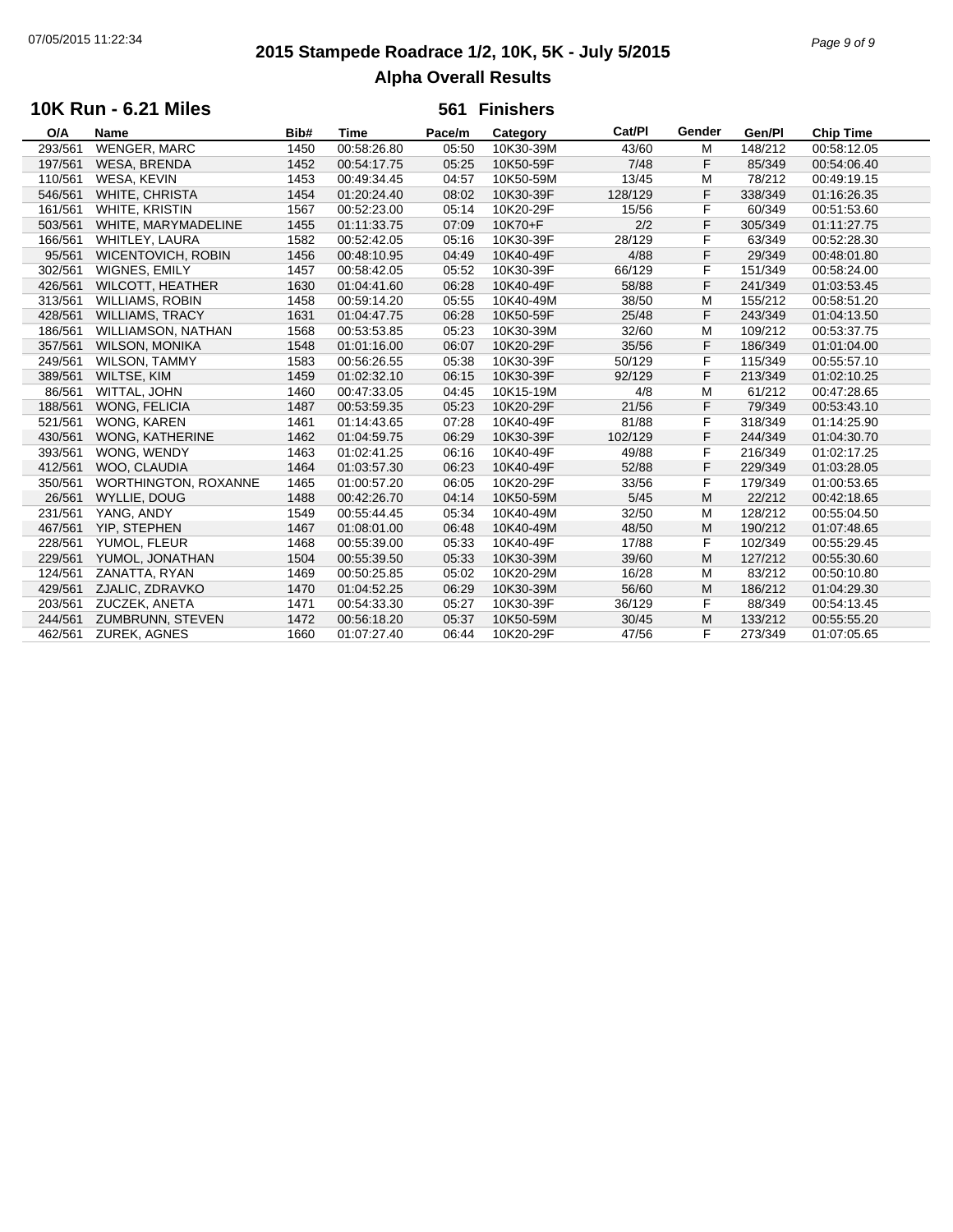## 2015 Stampede Roadrace 1/2, 10K, 5K - July 5/2015

## Alpha Overall Results

### 10K Run - 6.21 Miles

**561 Finishers**

| O/A | Name | Bib# | Time | Pace/m | Category | Cat/Pl | Gender | Gen/Pl | Chip Time |
|---|---|---|---|---|---|---|---|---|---|
| 293/561 | WENGER, MARC | 1450 | 00:58:26.80 | 05:50 | 10K30-39M | 43/60 | M | 148/212 | 00:58:12.05 |
| 197/561 | WESA, BRENDA | 1452 | 00:54:17.75 | 05:25 | 10K50-59F | 7/48 | F | 85/349 | 00:54:06.40 |
| 110/561 | WESA, KEVIN | 1453 | 00:49:34.45 | 04:57 | 10K50-59M | 13/45 | M | 78/212 | 00:49:19.15 |
| 546/561 | WHITE, CHRISTA | 1454 | 01:20:24.40 | 08:02 | 10K30-39F | 128/129 | F | 338/349 | 01:16:26.35 |
| 161/561 | WHITE, KRISTIN | 1567 | 00:52:23.00 | 05:14 | 10K20-29F | 15/56 | F | 60/349 | 00:51:53.60 |
| 503/561 | WHITE, MARYMADELINE | 1455 | 01:11:33.75 | 07:09 | 10K70+F | 2/2 | F | 305/349 | 01:11:27.75 |
| 166/561 | WHITLEY, LAURA | 1582 | 00:52:42.05 | 05:16 | 10K30-39F | 28/129 | F | 63/349 | 00:52:28.30 |
| 95/561 | WICENTOVICH, ROBIN | 1456 | 00:48:10.95 | 04:49 | 10K40-49F | 4/88 | F | 29/349 | 00:48:01.80 |
| 302/561 | WIGNES, EMILY | 1457 | 00:58:42.05 | 05:52 | 10K30-39F | 66/129 | F | 151/349 | 00:58:24.00 |
| 426/561 | WILCOTT, HEATHER | 1630 | 01:04:41.60 | 06:28 | 10K40-49F | 58/88 | F | 241/349 | 01:03:53.45 |
| 313/561 | WILLIAMS, ROBIN | 1458 | 00:59:14.20 | 05:55 | 10K40-49M | 38/50 | M | 155/212 | 00:58:51.20 |
| 428/561 | WILLIAMS, TRACY | 1631 | 01:04:47.75 | 06:28 | 10K50-59F | 25/48 | F | 243/349 | 01:04:13.50 |
| 186/561 | WILLIAMSON, NATHAN | 1568 | 00:53:53.85 | 05:23 | 10K30-39M | 32/60 | M | 109/212 | 00:53:37.75 |
| 357/561 | WILSON, MONIKA | 1548 | 01:01:16.00 | 06:07 | 10K20-29F | 35/56 | F | 186/349 | 01:01:04.00 |
| 249/561 | WILSON, TAMMY | 1583 | 00:56:26.55 | 05:38 | 10K30-39F | 50/129 | F | 115/349 | 00:55:57.10 |
| 389/561 | WILTSE, KIM | 1459 | 01:02:32.10 | 06:15 | 10K30-39F | 92/129 | F | 213/349 | 01:02:10.25 |
| 86/561 | WITTAL, JOHN | 1460 | 00:47:33.05 | 04:45 | 10K15-19M | 4/8 | M | 61/212 | 00:47:28.65 |
| 188/561 | WONG, FELICIA | 1487 | 00:53:59.35 | 05:23 | 10K20-29F | 21/56 | F | 79/349 | 00:53:43.10 |
| 521/561 | WONG, KAREN | 1461 | 01:14:43.65 | 07:28 | 10K40-49F | 81/88 | F | 318/349 | 01:14:25.90 |
| 430/561 | WONG, KATHERINE | 1462 | 01:04:59.75 | 06:29 | 10K30-39F | 102/129 | F | 244/349 | 01:04:30.70 |
| 393/561 | WONG, WENDY | 1463 | 01:02:41.25 | 06:16 | 10K40-49F | 49/88 | F | 216/349 | 01:02:17.25 |
| 412/561 | WOO, CLAUDIA | 1464 | 01:03:57.30 | 06:23 | 10K40-49F | 52/88 | F | 229/349 | 01:03:28.05 |
| 350/561 | WORTHINGTON, ROXANNE | 1465 | 01:00:57.20 | 06:05 | 10K20-29F | 33/56 | F | 179/349 | 01:00:53.65 |
| 26/561 | WYLLIE, DOUG | 1488 | 00:42:26.70 | 04:14 | 10K50-59M | 5/45 | M | 22/212 | 00:42:18.65 |
| 231/561 | YANG, ANDY | 1549 | 00:55:44.45 | 05:34 | 10K40-49M | 32/50 | M | 128/212 | 00:55:04.50 |
| 467/561 | YIP, STEPHEN | 1467 | 01:08:01.00 | 06:48 | 10K40-49M | 48/50 | M | 190/212 | 01:07:48.65 |
| 228/561 | YUMOL, FLEUR | 1468 | 00:55:39.00 | 05:33 | 10K40-49F | 17/88 | F | 102/349 | 00:55:29.45 |
| 229/561 | YUMOL, JONATHAN | 1504 | 00:55:39.50 | 05:33 | 10K30-39M | 39/60 | M | 127/212 | 00:55:30.60 |
| 124/561 | ZANATTA, RYAN | 1469 | 00:50:25.85 | 05:02 | 10K20-29M | 16/28 | M | 83/212 | 00:50:10.80 |
| 429/561 | ZJALIC, ZDRAVKO | 1470 | 01:04:52.25 | 06:29 | 10K30-39M | 56/60 | M | 186/212 | 01:04:29.30 |
| 203/561 | ZUCZEK, ANETA | 1471 | 00:54:33.30 | 05:27 | 10K30-39F | 36/129 | F | 88/349 | 00:54:13.45 |
| 244/561 | ZUMBRUNN, STEVEN | 1472 | 00:56:18.20 | 05:37 | 10K50-59M | 30/45 | M | 133/212 | 00:55:55.20 |
| 462/561 | ZUREK, AGNES | 1660 | 01:07:27.40 | 06:44 | 10K20-29F | 47/56 | F | 273/349 | 01:07:05.65 |